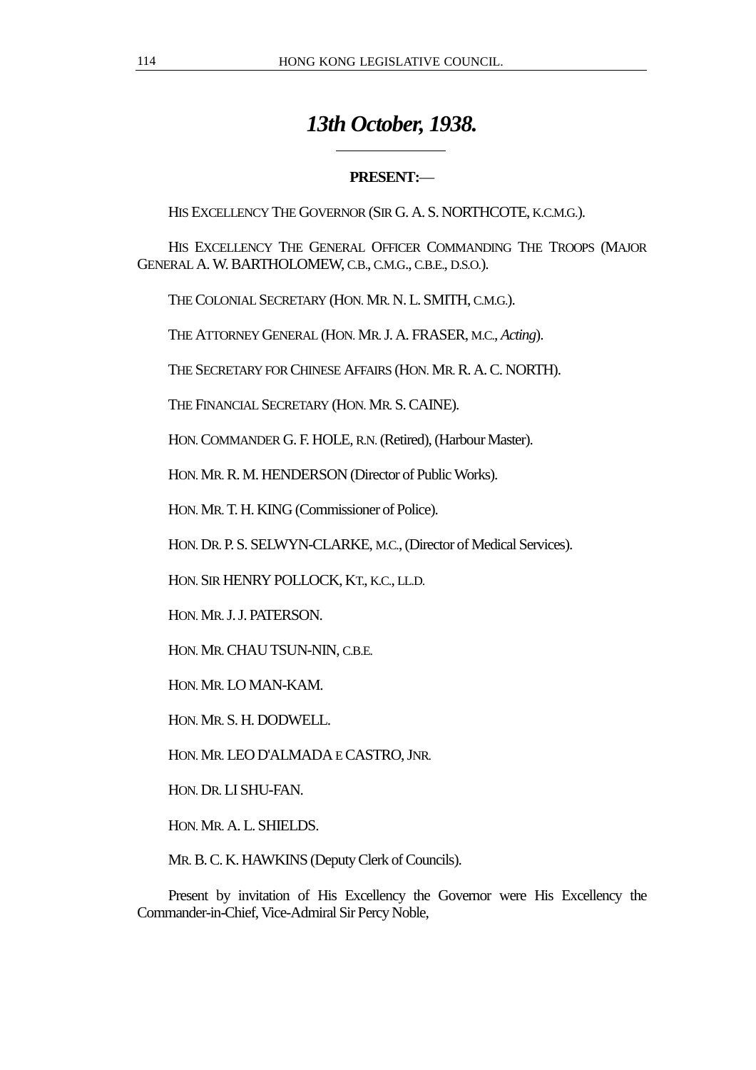# *13th October, 1938.*

**PRESENT:—**

HIS EXCELLENCY THE GOVERNOR (SIR G. A. S. NORTHCOTE, K.C.M.G.).

HIS EXCELLENCY THE GENERAL OFFICER COMMANDING THE TROOPS (MAJOR GENERAL A. W. BARTHOLOMEW, C.B., C.M.G., C.B.E., D.S.O.).

THE COLONIAL SECRETARY (HON. MR. N. L. SMITH, C.M.G.).

THE ATTORNEY GENERAL (HON. MR. J. A. FRASER, M.C., *Acting*).

THE SECRETARY FOR CHINESE AFFAIRS (HON. MR. R. A. C. NORTH).

THE FINANCIAL SECRETARY (HON. MR. S. CAINE).

HON. COMMANDER G. F. HOLE, R.N. (Retired), (Harbour Master).

HON. MR. R. M. HENDERSON (Director of Public Works).

HON. MR. T. H. KING (Commissioner of Police).

HON. DR. P. S. SELWYN-CLARKE, M.C., (Director of Medical Services).

HON. SIR HENRY POLLOCK, KT., K.C., LL.D.

HON. MR. J. J. PATERSON.

HON. MR. CHAU TSUN-NIN, C.B.E.

HON. MR. LO MAN-KAM.

HON. MR. S. H. DODWELL.

HON. MR. LEO D'ALMADA E CASTRO, JNR.

HON. DR. LI SHU-FAN.

HON. MR. A. L. SHIELDS.

MR. B. C. K. HAWKINS (Deputy Clerk of Councils).

Present by invitation of His Excellency the Governor were His Excellency the Commander-in-Chief, Vice-Admiral Sir Percy Noble,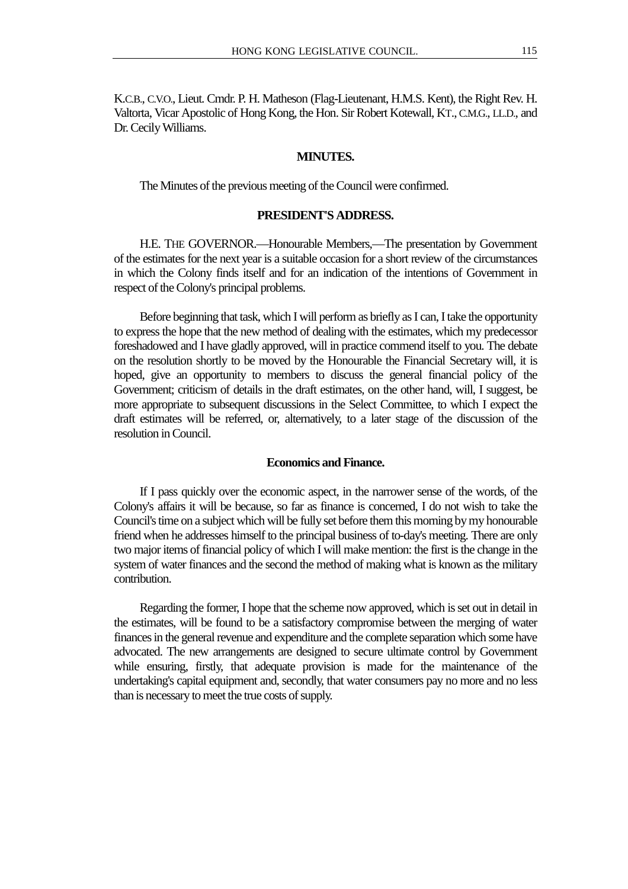K.C.B., C.V.O., Lieut. Cmdr. P. H. Matheson (Flag-Lieutenant, H.M.S. Kent), the Right Rev. H. Valtorta, Vicar Apostolic of Hong Kong, the Hon. Sir Robert Kotewall, KT., C.M.G., LL.D., and Dr. Cecily Williams.

## MINUTES.

The Minutes of the previous meeting of the Council were confirmed.

## PRESIDENT'S ADDRESS.

H.E. THE GOVERNOR.—Honourable Members,—The presentation by Government of the estimates for the next year is a suitable occasion for a short review of the circumstances in which the Colony finds itself and for an indication of the intentions of Government in respect of the Colony's principal problems.

Before beginning that task, which I will perform as briefly as I can, I take the opportunity to express the hope that the new method of dealing with the estimates, which my predecessor foreshadowed and I have gladly approved, will in practice commend itself to you. The debate on the resolution shortly to be moved by the Honourable the Financial Secretary will, it is hoped, give an opportunity to members to discuss the general financial policy of the Government; criticism of details in the draft estimates, on the other hand, will, I suggest, be more appropriate to subsequent discussions in the Select Committee, to which I expect the draft estimates will be referred, or, alternatively, to a later stage of the discussion of the resolution in Council.

### Economics and Finance.

If I pass quickly over the economic aspect, in the narrower sense of the words, of the Colony's affairs it will be because, so far as finance is concerned, I do not wish to take the Council's time on a subject which will be fully set before them this morning by my honourable friend when he addresses himself to the principal business of to-day's meeting. There are only two major items of financial policy of which I will make mention: the first is the change in the system of water finances and the second the method of making what is known as the military contribution.

Regarding the former, I hope that the scheme now approved, which is set out in detail in the estimates, will be found to be a satisfactory compromise between the merging of water finances in the general revenue and expenditure and the complete separation which some have advocated. The new arrangements are designed to secure ultimate control by Government while ensuring, firstly, that adequate provision is made for the maintenance of the undertaking's capital equipment and, secondly, that water consumers pay no more and no less than is necessary to meet the true costs of supply.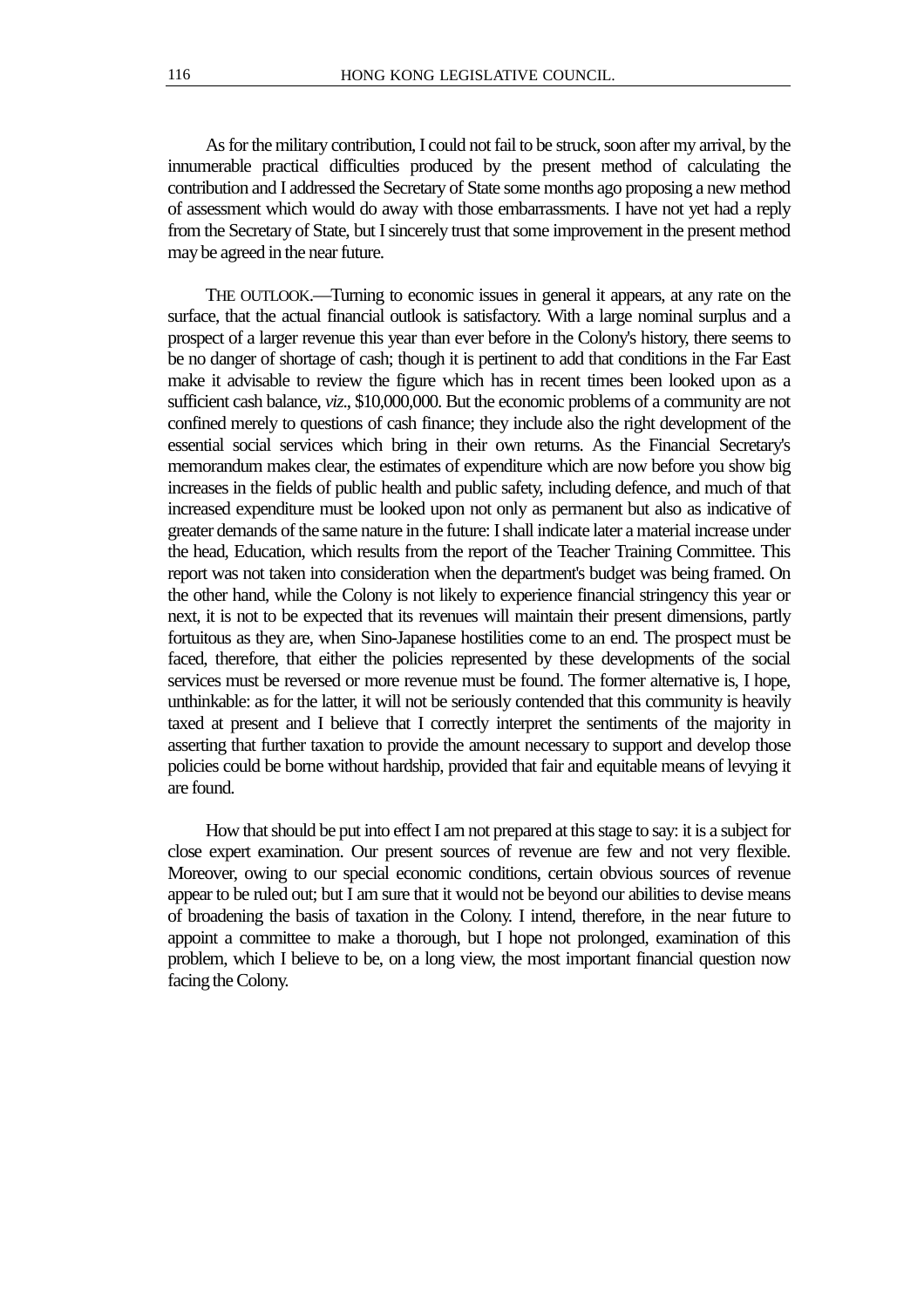As for the military contribution, I could not fail to be struck, soon after my arrival, by the innumerable practical difficulties produced by the present method of calculating the contribution and I addressed the Secretary of State some months ago proposing a new method of assessment which would do away with those embarrassments. I have not yet had a reply from the Secretary of State, but I sincerely trust that some improvement in the present method may be agreed in the near future.

THE OUTLOOK.—Turning to economic issues in general it appears, at any rate on the surface, that the actual financial outlook is satisfactory. With a large nominal surplus and a prospect of a larger revenue this year than ever before in the Colony's history, there seems to be no danger of shortage of cash; though it is pertinent to add that conditions in the Far East make it advisable to review the figure which has in recent times been looked upon as a sufficient cash balance, *viz*., $10,000,000. But the economic problems of a community are not confined merely to questions of cash finance; they include also the right development of the essential social services which bring in their own returns. As the Financial Secretary's memorandum makes clear, the estimates of expenditure which are now before you show big increases in the fields of public health and public safety, including defence, and much of that increased expenditure must be looked upon not only as permanent but also as indicative of greater demands of the same nature in the future: I shall indicate later a material increase under the head, Education, which results from the report of the Teacher Training Committee. This report was not taken into consideration when the department's budget was being framed. On the other hand, while the Colony is not likely to experience financial stringency this year or next, it is not to be expected that its revenues will maintain their present dimensions, partly fortuitous as they are, when Sino-Japanese hostilities come to an end. The prospect must be faced, therefore, that either the policies represented by these developments of the social services must be reversed or more revenue must be found. The former alternative is, I hope, unthinkable: as for the latter, it will not be seriously contended that this community is heavily taxed at present and I believe that I correctly interpret the sentiments of the majority in asserting that further taxation to provide the amount necessary to support and develop those policies could be borne without hardship, provided that fair and equitable means of levying it are found.

How that should be put into effect I am not prepared at this stage to say: it is a subject for close expert examination. Our present sources of revenue are few and not very flexible. Moreover, owing to our special economic conditions, certain obvious sources of revenue appear to be ruled out; but I am sure that it would not be beyond our abilities to devise means of broadening the basis of taxation in the Colony. I intend, therefore, in the near future to appoint a committee to make a thorough, but I hope not prolonged, examination of this problem, which I believe to be, on a long view, the most important financial question now facing the Colony.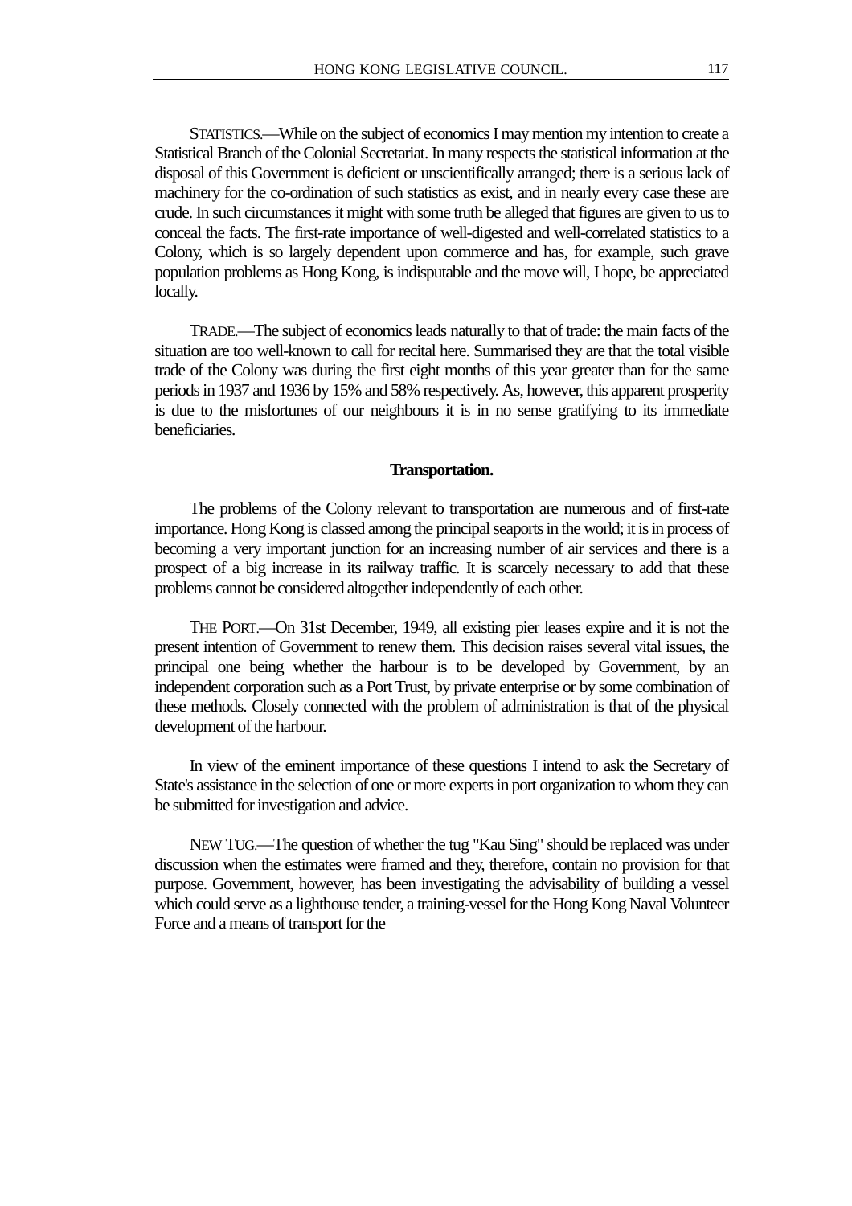STATISTICS.—While on the subject of economics I may mention my intention to create a Statistical Branch of the Colonial Secretariat. In many respects the statistical information at the disposal of this Government is deficient or unscientifically arranged; there is a serious lack of machinery for the co-ordination of such statistics as exist, and in nearly every case these are crude. In such circumstances it might with some truth be alleged that figures are given to us to conceal the facts. The first-rate importance of well-digested and well-correlated statistics to a Colony, which is so largely dependent upon commerce and has, for example, such grave population problems as Hong Kong, is indisputable and the move will, I hope, be appreciated locally.

TRADE.—The subject of economics leads naturally to that of trade: the main facts of the situation are too well-known to call for recital here. Summarised they are that the total visible trade of the Colony was during the first eight months of this year greater than for the same periods in 1937 and 1936 by 15% and 58% respectively. As, however, this apparent prosperity is due to the misfortunes of our neighbours it is in no sense gratifying to its immediate beneficiaries.

### Transportation.

The problems of the Colony relevant to transportation are numerous and of first-rate importance. Hong Kong is classed among the principal seaports in the world; it is in process of becoming a very important junction for an increasing number of air services and there is a prospect of a big increase in its railway traffic. It is scarcely necessary to add that these problems cannot be considered altogether independently of each other.

THE PORT.—On 31st December, 1949, all existing pier leases expire and it is not the present intention of Government to renew them. This decision raises several vital issues, the principal one being whether the harbour is to be developed by Government, by an independent corporation such as a Port Trust, by private enterprise or by some combination of these methods. Closely connected with the problem of administration is that of the physical development of the harbour.

In view of the eminent importance of these questions I intend to ask the Secretary of State's assistance in the selection of one or more experts in port organization to whom they can be submitted for investigation and advice.

NEW TUG.—The question of whether the tug "Kau Sing" should be replaced was under discussion when the estimates were framed and they, therefore, contain no provision for that purpose. Government, however, has been investigating the advisability of building a vessel which could serve as a lighthouse tender, a training-vessel for the Hong Kong Naval Volunteer Force and a means of transport for the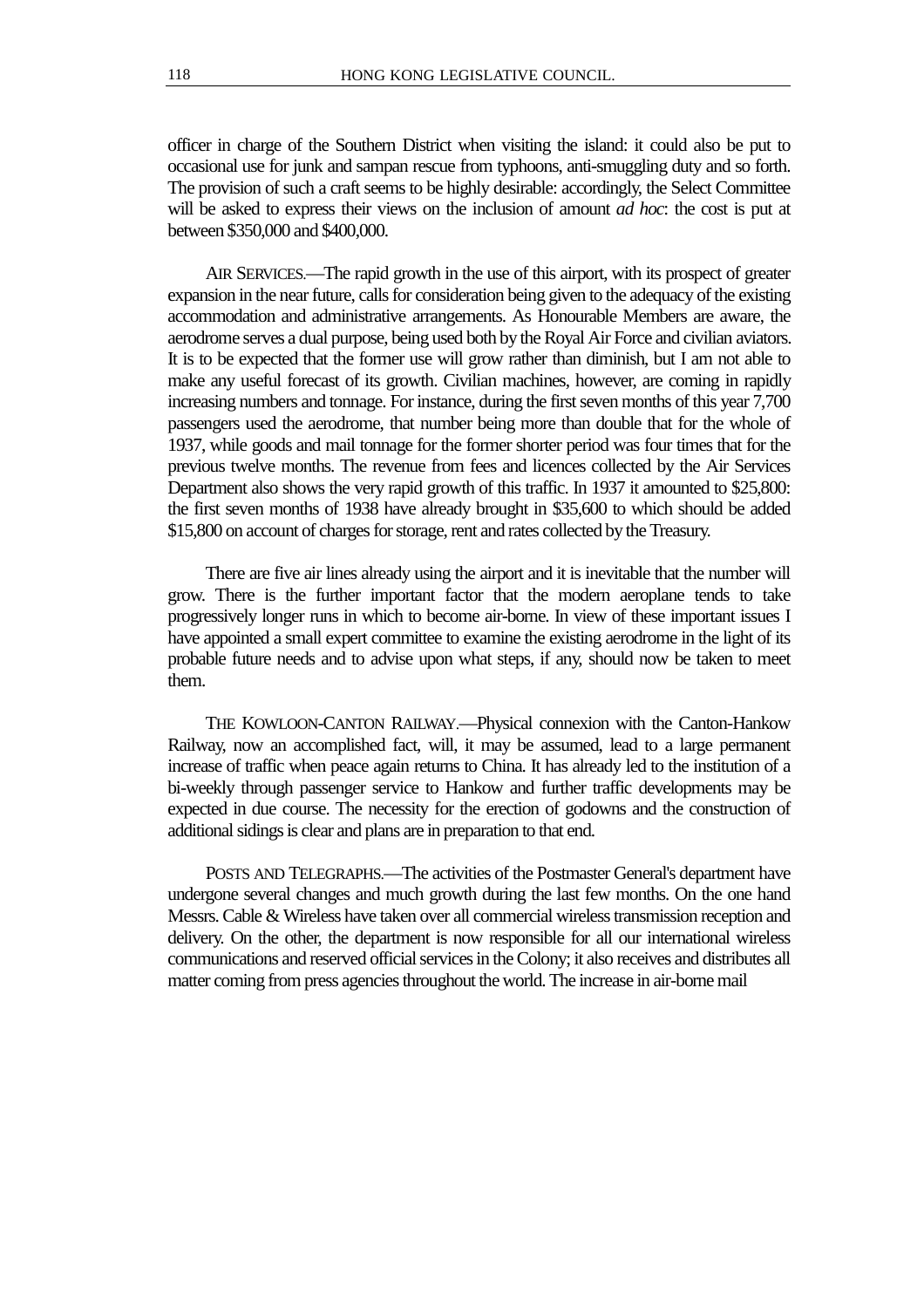officer in charge of the Southern District when visiting the island: it could also be put to occasional use for junk and sampan rescue from typhoons, anti-smuggling duty and so forth. The provision of such a craft seems to be highly desirable: accordingly, the Select Committee will be asked to express their views on the inclusion of amount *ad hoc*: the cost is put at between $350,000 and $400,000.

AIR SERVICES.—The rapid growth in the use of this airport, with its prospect of greater expansion in the near future, calls for consideration being given to the adequacy of the existing accommodation and administrative arrangements. As Honourable Members are aware, the aerodrome serves a dual purpose, being used both by the Royal Air Force and civilian aviators. It is to be expected that the former use will grow rather than diminish, but I am not able to make any useful forecast of its growth. Civilian machines, however, are coming in rapidly increasing numbers and tonnage. For instance, during the first seven months of this year 7,700 passengers used the aerodrome, that number being more than double that for the whole of 1937, while goods and mail tonnage for the former shorter period was four times that for the previous twelve months. The revenue from fees and licences collected by the Air Services Department also shows the very rapid growth of this traffic. In 1937 it amounted to $25,800: the first seven months of 1938 have already brought in $35,600 to which should be added $15,800 on account of charges for storage, rent and rates collected by the Treasury.

There are five air lines already using the airport and it is inevitable that the number will grow. There is the further important factor that the modern aeroplane tends to take progressively longer runs in which to become air-borne. In view of these important issues I have appointed a small expert committee to examine the existing aerodrome in the light of its probable future needs and to advise upon what steps, if any, should now be taken to meet them.

THE KOWLOON-CANTON RAILWAY.—Physical connexion with the Canton-Hankow Railway, now an accomplished fact, will, it may be assumed, lead to a large permanent increase of traffic when peace again returns to China. It has already led to the institution of a bi-weekly through passenger service to Hankow and further traffic developments may be expected in due course. The necessity for the erection of godowns and the construction of additional sidings is clear and plans are in preparation to that end.

POSTS AND TELEGRAPHS.—The activities of the Postmaster General's department have undergone several changes and much growth during the last few months. On the one hand Messrs. Cable & Wireless have taken over all commercial wireless transmission reception and delivery. On the other, the department is now responsible for all our international wireless communications and reserved official services in the Colony; it also receives and distributes all matter coming from press agencies throughout the world. The increase in air-borne mail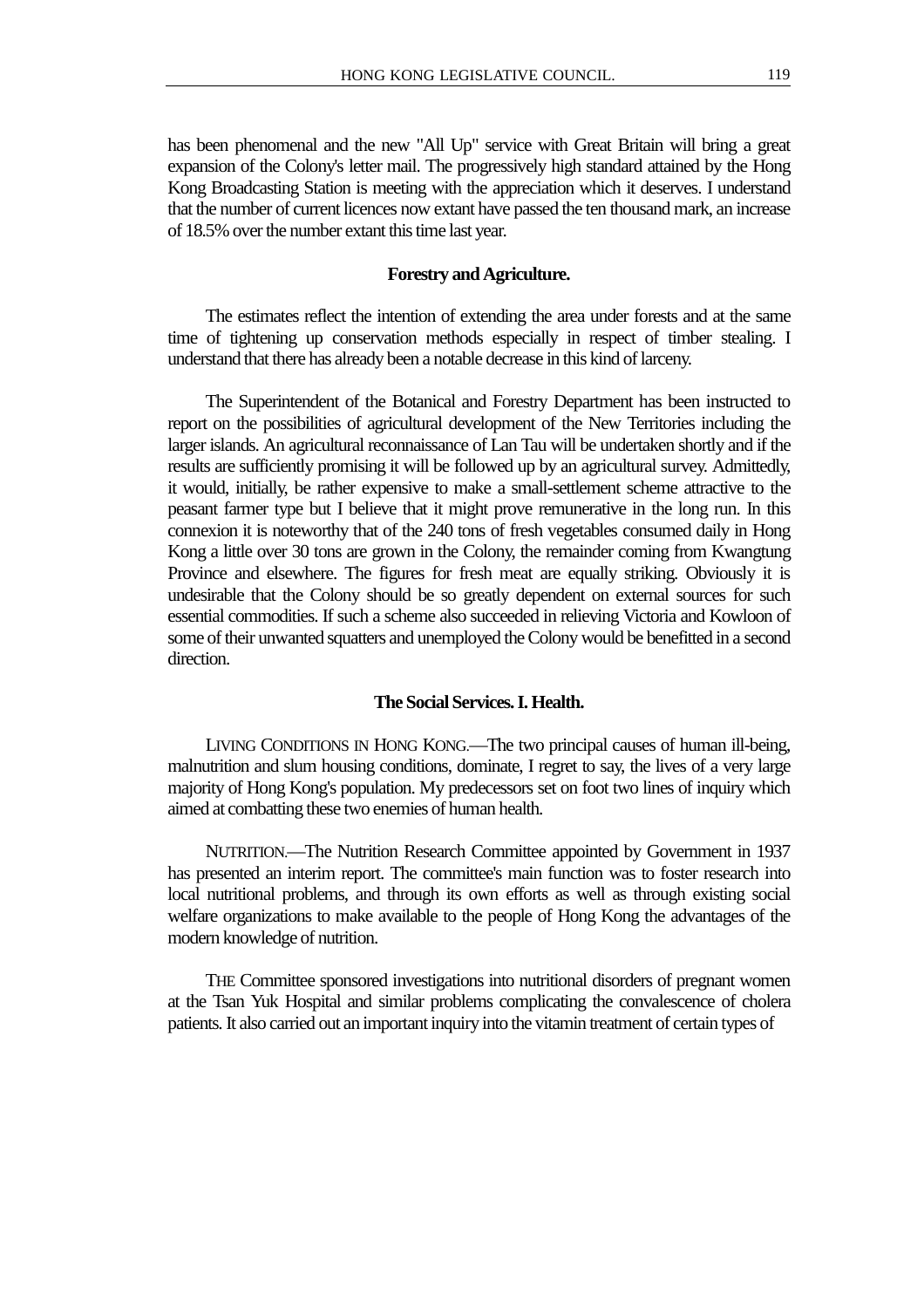has been phenomenal and the new "All Up" service with Great Britain will bring a great expansion of the Colony's letter mail. The progressively high standard attained by the Hong Kong Broadcasting Station is meeting with the appreciation which it deserves. I understand that the number of current licences now extant have passed the ten thousand mark, an increase of 18.5% over the number extant this time last year.

**Forestry and Agriculture.**

The estimates reflect the intention of extending the area under forests and at the same time of tightening up conservation methods especially in respect of timber stealing. I understand that there has already been a notable decrease in this kind of larceny.

The Superintendent of the Botanical and Forestry Department has been instructed to report on the possibilities of agricultural development of the New Territories including the larger islands. An agricultural reconnaissance of Lan Tau will be undertaken shortly and if the results are sufficiently promising it will be followed up by an agricultural survey. Admittedly, it would, initially, be rather expensive to make a small-settlement scheme attractive to the peasant farmer type but I believe that it might prove remunerative in the long run. In this connexion it is noteworthy that of the 240 tons of fresh vegetables consumed daily in Hong Kong a little over 30 tons are grown in the Colony, the remainder coming from Kwangtung Province and elsewhere. The figures for fresh meat are equally striking. Obviously it is undesirable that the Colony should be so greatly dependent on external sources for such essential commodities. If such a scheme also succeeded in relieving Victoria and Kowloon of some of their unwanted squatters and unemployed the Colony would be benefitted in a second direction.

**The Social Services. I. Health.**

LIVING CONDITIONS IN HONG KONG.—The two principal causes of human ill-being, malnutrition and slum housing conditions, dominate, I regret to say, the lives of a very large majority of Hong Kong's population. My predecessors set on foot two lines of inquiry which aimed at combatting these two enemies of human health.

NUTRITION.—The Nutrition Research Committee appointed by Government in 1937 has presented an interim report. The committee's main function was to foster research into local nutritional problems, and through its own efforts as well as through existing social welfare organizations to make available to the people of Hong Kong the advantages of the modern knowledge of nutrition.

THE Committee sponsored investigations into nutritional disorders of pregnant women at the Tsan Yuk Hospital and similar problems complicating the convalescence of cholera patients. It also carried out an important inquiry into the vitamin treatment of certain types of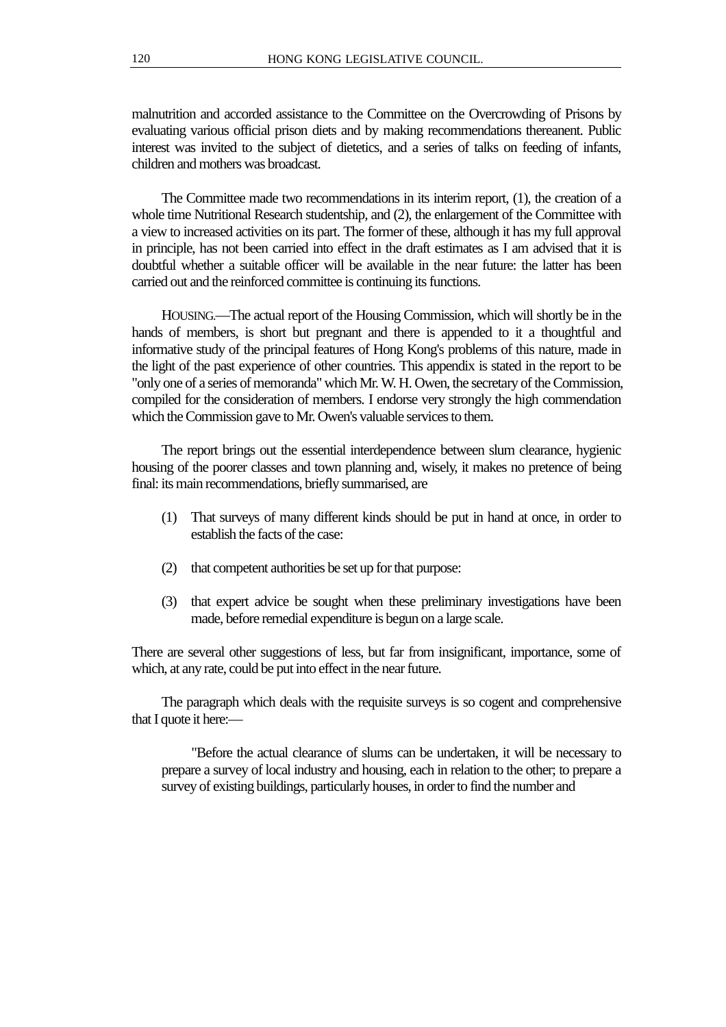malnutrition and accorded assistance to the Committee on the Overcrowding of Prisons by evaluating various official prison diets and by making recommendations thereanent. Public interest was invited to the subject of dietetics, and a series of talks on feeding of infants, children and mothers was broadcast.

The Committee made two recommendations in its interim report, (1), the creation of a whole time Nutritional Research studentship, and (2), the enlargement of the Committee with a view to increased activities on its part. The former of these, although it has my full approval in principle, has not been carried into effect in the draft estimates as I am advised that it is doubtful whether a suitable officer will be available in the near future: the latter has been carried out and the reinforced committee is continuing its functions.

HOUSING.—The actual report of the Housing Commission, which will shortly be in the hands of members, is short but pregnant and there is appended to it a thoughtful and informative study of the principal features of Hong Kong's problems of this nature, made in the light of the past experience of other countries. This appendix is stated in the report to be "only one of a series of memoranda" which Mr. W. H. Owen, the secretary of the Commission, compiled for the consideration of members. I endorse very strongly the high commendation which the Commission gave to Mr. Owen's valuable services to them.

The report brings out the essential interdependence between slum clearance, hygienic housing of the poorer classes and town planning and, wisely, it makes no pretence of being final: its main recommendations, briefly summarised, are

(1) That surveys of many different kinds should be put in hand at once, in order to establish the facts of the case:

(2) that competent authorities be set up for that purpose:

(3) that expert advice be sought when these preliminary investigations have been made, before remedial expenditure is begun on a large scale.

There are several other suggestions of less, but far from insignificant, importance, some of which, at any rate, could be put into effect in the near future.

The paragraph which deals with the requisite surveys is so cogent and comprehensive that I quote it here:—

> "Before the actual clearance of slums can be undertaken, it will be necessary to prepare a survey of local industry and housing, each in relation to the other; to prepare a survey of existing buildings, particularly houses, in order to find the number and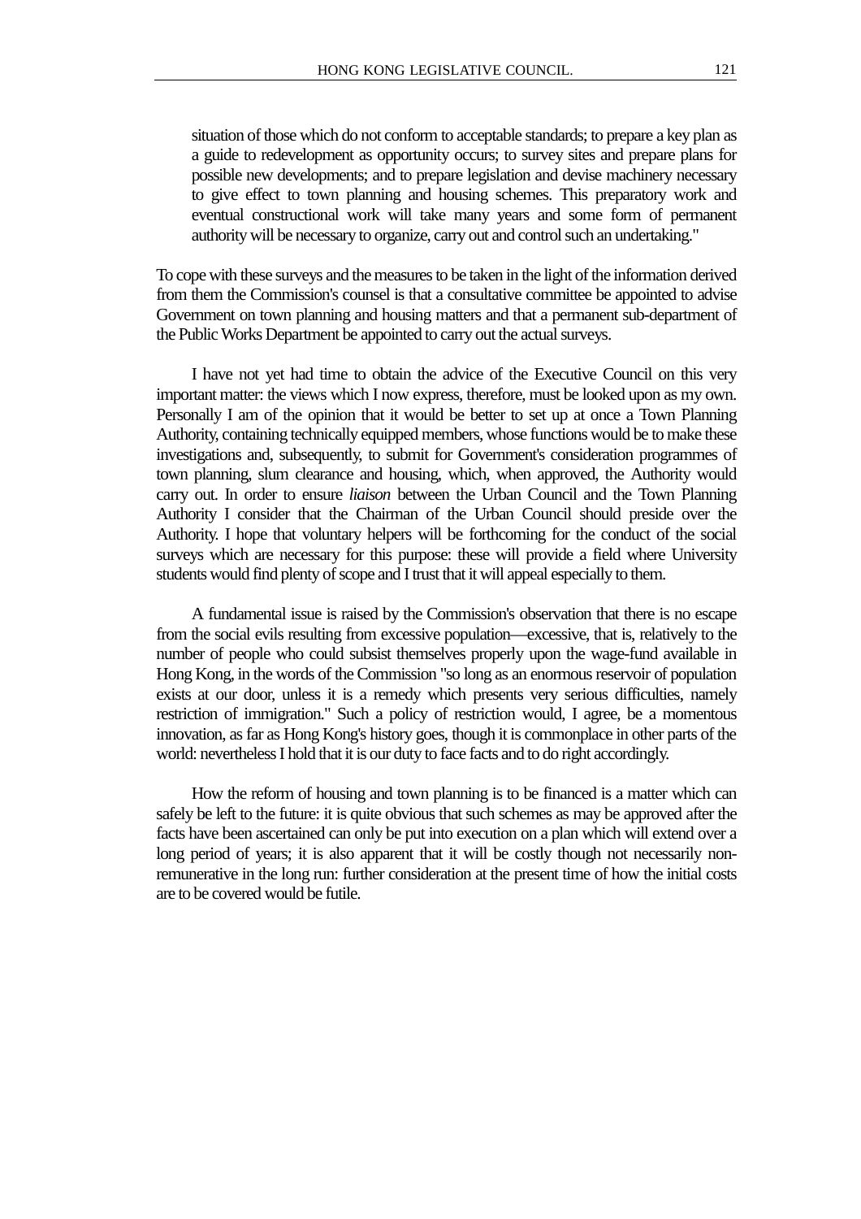situation of those which do not conform to acceptable standards; to prepare a key plan as a guide to redevelopment as opportunity occurs; to survey sites and prepare plans for possible new developments; and to prepare legislation and devise machinery necessary to give effect to town planning and housing schemes. This preparatory work and eventual constructional work will take many years and some form of permanent authority will be necessary to organize, carry out and control such an undertaking."

To cope with these surveys and the measures to be taken in the light of the information derived from them the Commission's counsel is that a consultative committee be appointed to advise Government on town planning and housing matters and that a permanent sub-department of the Public Works Department be appointed to carry out the actual surveys.

I have not yet had time to obtain the advice of the Executive Council on this very important matter: the views which I now express, therefore, must be looked upon as my own. Personally I am of the opinion that it would be better to set up at once a Town Planning Authority, containing technically equipped members, whose functions would be to make these investigations and, subsequently, to submit for Government's consideration programmes of town planning, slum clearance and housing, which, when approved, the Authority would carry out. In order to ensure *liaison* between the Urban Council and the Town Planning Authority I consider that the Chairman of the Urban Council should preside over the Authority. I hope that voluntary helpers will be forthcoming for the conduct of the social surveys which are necessary for this purpose: these will provide a field where University students would find plenty of scope and I trust that it will appeal especially to them.

A fundamental issue is raised by the Commission's observation that there is no escape from the social evils resulting from excessive population—excessive, that is, relatively to the number of people who could subsist themselves properly upon the wage-fund available in Hong Kong, in the words of the Commission "so long as an enormous reservoir of population exists at our door, unless it is a remedy which presents very serious difficulties, namely restriction of immigration." Such a policy of restriction would, I agree, be a momentous innovation, as far as Hong Kong's history goes, though it is commonplace in other parts of the world: nevertheless I hold that it is our duty to face facts and to do right accordingly.

How the reform of housing and town planning is to be financed is a matter which can safely be left to the future: it is quite obvious that such schemes as may be approved after the facts have been ascertained can only be put into execution on a plan which will extend over a long period of years; it is also apparent that it will be costly though not necessarily non-remunerative in the long run: further consideration at the present time of how the initial costs are to be covered would be futile.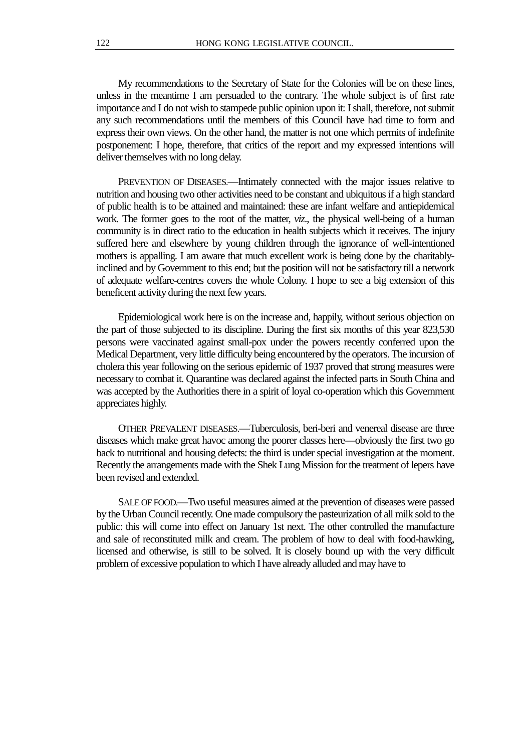My recommendations to the Secretary of State for the Colonies will be on these lines, unless in the meantime I am persuaded to the contrary. The whole subject is of first rate importance and I do not wish to stampede public opinion upon it: I shall, therefore, not submit any such recommendations until the members of this Council have had time to form and express their own views. On the other hand, the matter is not one which permits of indefinite postponement: I hope, therefore, that critics of the report and my expressed intentions will deliver themselves with no long delay.

PREVENTION OF DISEASES.—Intimately connected with the major issues relative to nutrition and housing two other activities need to be constant and ubiquitous if a high standard of public health is to be attained and maintained: these are infant welfare and antiepidemical work. The former goes to the root of the matter, *viz*., the physical well-being of a human community is in direct ratio to the education in health subjects which it receives. The injury suffered here and elsewhere by young children through the ignorance of well-intentioned mothers is appalling. I am aware that much excellent work is being done by the charitably-inclined and by Government to this end; but the position will not be satisfactory till a network of adequate welfare-centres covers the whole Colony. I hope to see a big extension of this beneficent activity during the next few years.

Epidemiological work here is on the increase and, happily, without serious objection on the part of those subjected to its discipline. During the first six months of this year 823,530 persons were vaccinated against small-pox under the powers recently conferred upon the Medical Department, very little difficulty being encountered by the operators. The incursion of cholera this year following on the serious epidemic of 1937 proved that strong measures were necessary to combat it. Quarantine was declared against the infected parts in South China and was accepted by the Authorities there in a spirit of loyal co-operation which this Government appreciates highly.

OTHER PREVALENT DISEASES.—Tuberculosis, beri-beri and venereal disease are three diseases which make great havoc among the poorer classes here—obviously the first two go back to nutritional and housing defects: the third is under special investigation at the moment. Recently the arrangements made with the Shek Lung Mission for the treatment of lepers have been revised and extended.

SALE OF FOOD.—Two useful measures aimed at the prevention of diseases were passed by the Urban Council recently. One made compulsory the pasteurization of all milk sold to the public: this will come into effect on January 1st next. The other controlled the manufacture and sale of reconstituted milk and cream. The problem of how to deal with food-hawking, licensed and otherwise, is still to be solved. It is closely bound up with the very difficult problem of excessive population to which I have already alluded and may have to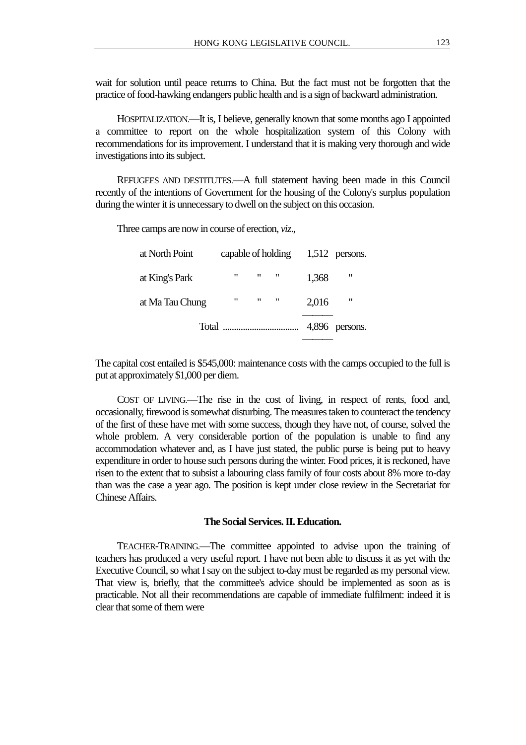wait for solution until peace returns to China. But the fact must not be forgotten that the practice of food-hawking endangers public health and is a sign of backward administration.

HOSPITALIZATION.—It is, I believe, generally known that some months ago I appointed a committee to report on the whole hospitalization system of this Colony with recommendations for its improvement. I understand that it is making very thorough and wide investigations into its subject.

REFUGEES AND DESTITUTES.—A full statement having been made in this Council recently of the intentions of Government for the housing of the Colony's surplus population during the winter it is unnecessary to dwell on the subject on this occasion.

Three camps are now in course of erection, *viz*.,

| | | | |
|---|---|---|---|
| at North Point | capable of holding | 1,512 | persons. |
| at King's Park | " " " | 1,368 | " |
| at Ma Tau Chung | " " " | 2,016 | " |
| Total | ................................. | 4,896 | persons. |

The capital cost entailed is $545,000: maintenance costs with the camps occupied to the full is put at approximately $1,000 per diem.

COST OF LIVING.—The rise in the cost of living, in respect of rents, food and, occasionally, firewood is somewhat disturbing. The measures taken to counteract the tendency of the first of these have met with some success, though they have not, of course, solved the whole problem. A very considerable portion of the population is unable to find any accommodation whatever and, as I have just stated, the public purse is being put to heavy expenditure in order to house such persons during the winter. Food prices, it is reckoned, have risen to the extent that to subsist a labouring class family of four costs about 8% more to-day than was the case a year ago. The position is kept under close review in the Secretariat for Chinese Affairs.

### The Social Services. II. Education.

TEACHER-TRAINING.—The committee appointed to advise upon the training of teachers has produced a very useful report. I have not been able to discuss it as yet with the Executive Council, so what I say on the subject to-day must be regarded as my personal view. That view is, briefly, that the committee's advice should be implemented as soon as is practicable. Not all their recommendations are capable of immediate fulfilment: indeed it is clear that some of them were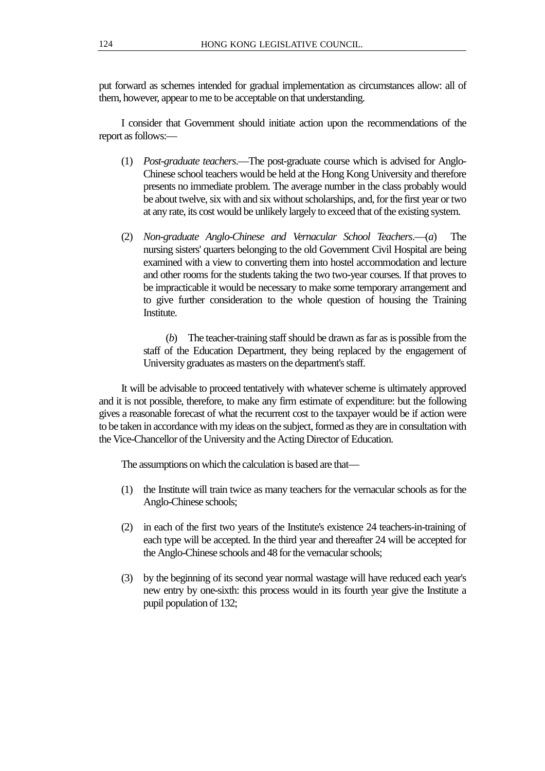put forward as schemes intended for gradual implementation as circumstances allow: all of them, however, appear to me to be acceptable on that understanding.

I consider that Government should initiate action upon the recommendations of the report as follows:—

(1) *Post-graduate teachers*.—The post-graduate course which is advised for Anglo-Chinese school teachers would be held at the Hong Kong University and therefore presents no immediate problem. The average number in the class probably would be about twelve, six with and six without scholarships, and, for the first year or two at any rate, its cost would be unlikely largely to exceed that of the existing system.

(2) *Non-graduate Anglo-Chinese and Vernacular School Teachers*.—(*a*) The nursing sisters' quarters belonging to the old Government Civil Hospital are being examined with a view to converting them into hostel accommodation and lecture and other rooms for the students taking the two two-year courses. If that proves to be impracticable it would be necessary to make some temporary arrangement and to give further consideration to the whole question of housing the Training Institute.

(*b*) The teacher-training staff should be drawn as far as is possible from the staff of the Education Department, they being replaced by the engagement of University graduates as masters on the department's staff.

It will be advisable to proceed tentatively with whatever scheme is ultimately approved and it is not possible, therefore, to make any firm estimate of expenditure: but the following gives a reasonable forecast of what the recurrent cost to the taxpayer would be if action were to be taken in accordance with my ideas on the subject, formed as they are in consultation with the Vice-Chancellor of the University and the Acting Director of Education.

The assumptions on which the calculation is based are that—

(1) the Institute will train twice as many teachers for the vernacular schools as for the Anglo-Chinese schools;

(2) in each of the first two years of the Institute's existence 24 teachers-in-training of each type will be accepted. In the third year and thereafter 24 will be accepted for the Anglo-Chinese schools and 48 for the vernacular schools;

(3) by the beginning of its second year normal wastage will have reduced each year's new entry by one-sixth: this process would in its fourth year give the Institute a pupil population of 132;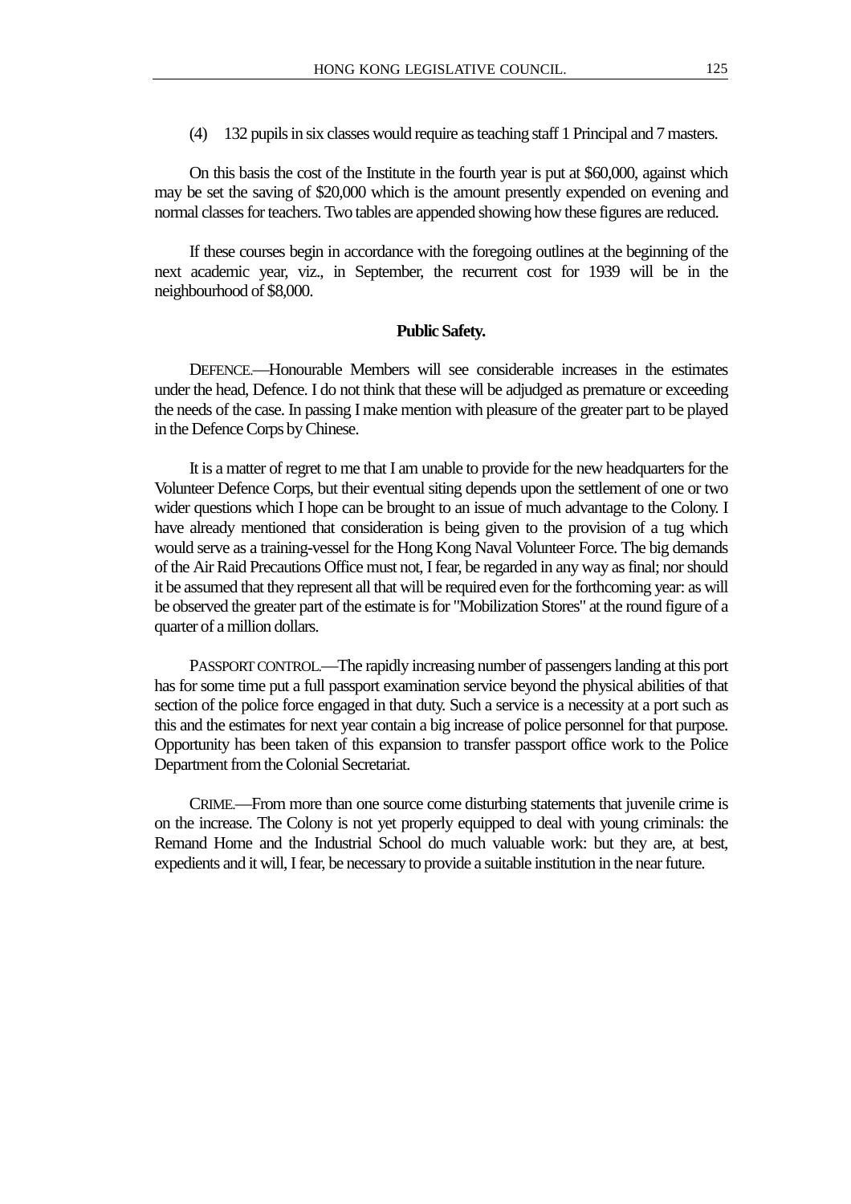(4) 132 pupils in six classes would require as teaching staff 1 Principal and 7 masters.

On this basis the cost of the Institute in the fourth year is put at $60,000, against which may be set the saving of $20,000 which is the amount presently expended on evening and normal classes for teachers. Two tables are appended showing how these figures are reduced.

If these courses begin in accordance with the foregoing outlines at the beginning of the next academic year, viz., in September, the recurrent cost for 1939 will be in the neighbourhood of $8,000.

**Public Safety.**

DEFENCE.—Honourable Members will see considerable increases in the estimates under the head, Defence. I do not think that these will be adjudged as premature or exceeding the needs of the case. In passing I make mention with pleasure of the greater part to be played in the Defence Corps by Chinese.

It is a matter of regret to me that I am unable to provide for the new headquarters for the Volunteer Defence Corps, but their eventual siting depends upon the settlement of one or two wider questions which I hope can be brought to an issue of much advantage to the Colony. I have already mentioned that consideration is being given to the provision of a tug which would serve as a training-vessel for the Hong Kong Naval Volunteer Force. The big demands of the Air Raid Precautions Office must not, I fear, be regarded in any way as final; nor should it be assumed that they represent all that will be required even for the forthcoming year: as will be observed the greater part of the estimate is for "Mobilization Stores" at the round figure of a quarter of a million dollars.

PASSPORT CONTROL.—The rapidly increasing number of passengers landing at this port has for some time put a full passport examination service beyond the physical abilities of that section of the police force engaged in that duty. Such a service is a necessity at a port such as this and the estimates for next year contain a big increase of police personnel for that purpose. Opportunity has been taken of this expansion to transfer passport office work to the Police Department from the Colonial Secretariat.

CRIME.—From more than one source come disturbing statements that juvenile crime is on the increase. The Colony is not yet properly equipped to deal with young criminals: the Remand Home and the Industrial School do much valuable work: but they are, at best, expedients and it will, I fear, be necessary to provide a suitable institution in the near future.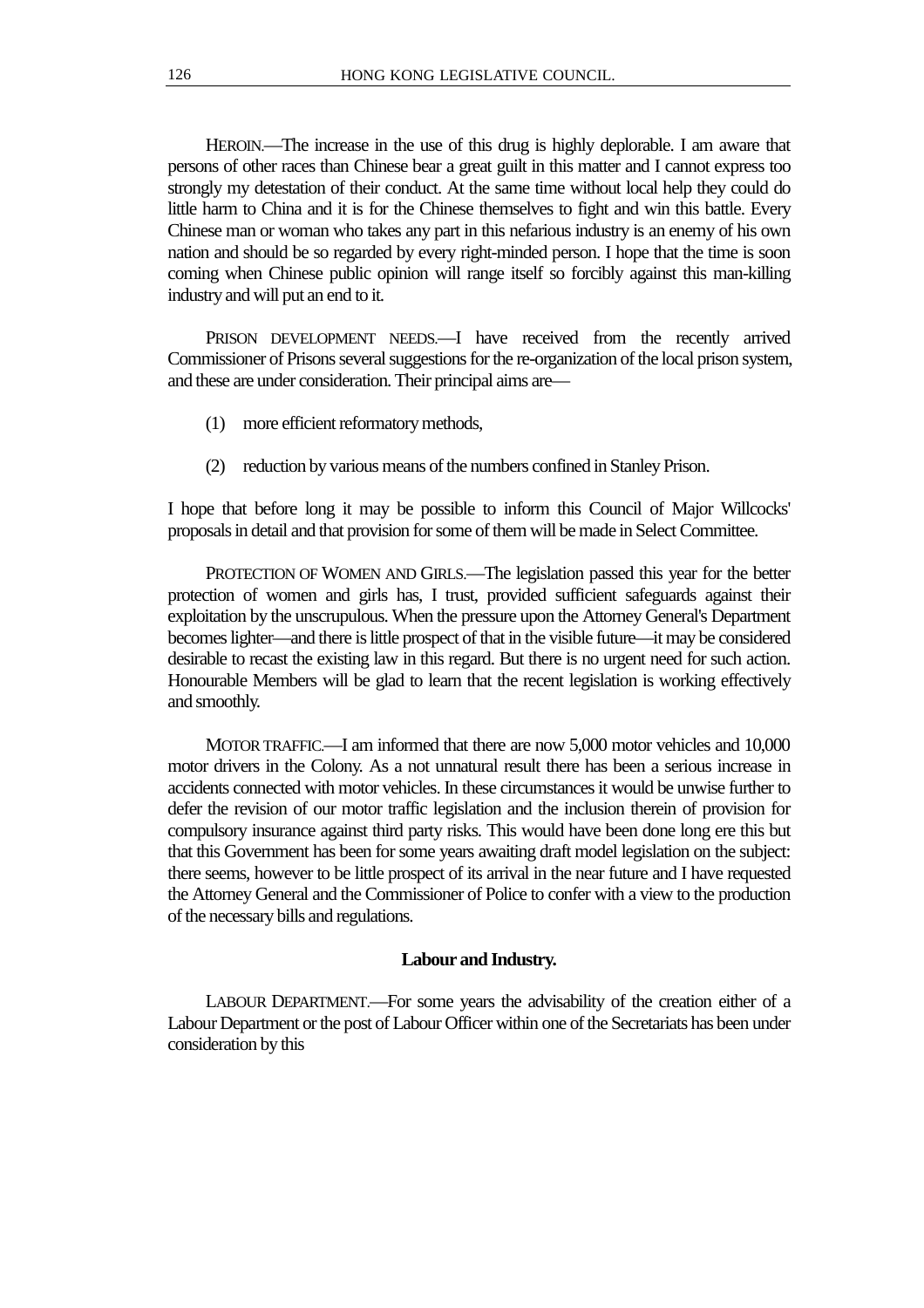HEROIN.—The increase in the use of this drug is highly deplorable. I am aware that persons of other races than Chinese bear a great guilt in this matter and I cannot express too strongly my detestation of their conduct. At the same time without local help they could do little harm to China and it is for the Chinese themselves to fight and win this battle. Every Chinese man or woman who takes any part in this nefarious industry is an enemy of his own nation and should be so regarded by every right-minded person. I hope that the time is soon coming when Chinese public opinion will range itself so forcibly against this man-killing industry and will put an end to it.

PRISON DEVELOPMENT NEEDS.—I have received from the recently arrived Commissioner of Prisons several suggestions for the re-organization of the local prison system, and these are under consideration. Their principal aims are—

(1) more efficient reformatory methods,

(2) reduction by various means of the numbers confined in Stanley Prison.

I hope that before long it may be possible to inform this Council of Major Willcocks' proposals in detail and that provision for some of them will be made in Select Committee.

PROTECTION OF WOMEN AND GIRLS.—The legislation passed this year for the better protection of women and girls has, I trust, provided sufficient safeguards against their exploitation by the unscrupulous. When the pressure upon the Attorney General's Department becomes lighter—and there is little prospect of that in the visible future—it may be considered desirable to recast the existing law in this regard. But there is no urgent need for such action. Honourable Members will be glad to learn that the recent legislation is working effectively and smoothly.

MOTOR TRAFFIC.—I am informed that there are now 5,000 motor vehicles and 10,000 motor drivers in the Colony. As a not unnatural result there has been a serious increase in accidents connected with motor vehicles. In these circumstances it would be unwise further to defer the revision of our motor traffic legislation and the inclusion therein of provision for compulsory insurance against third party risks. This would have been done long ere this but that this Government has been for some years awaiting draft model legislation on the subject: there seems, however to be little prospect of its arrival in the near future and I have requested the Attorney General and the Commissioner of Police to confer with a view to the production of the necessary bills and regulations.

**Labour and Industry.**

LABOUR DEPARTMENT.—For some years the advisability of the creation either of a Labour Department or the post of Labour Officer within one of the Secretariats has been under consideration by this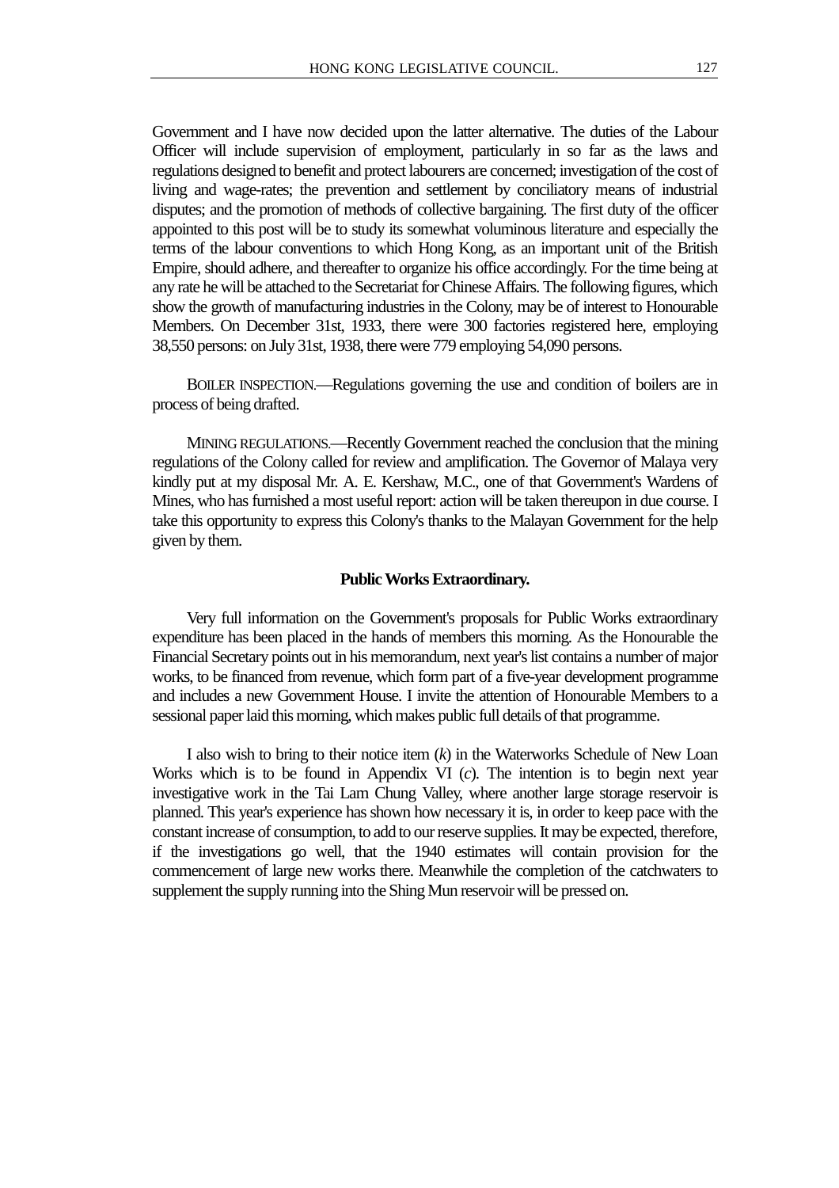Government and I have now decided upon the latter alternative. The duties of the Labour Officer will include supervision of employment, particularly in so far as the laws and regulations designed to benefit and protect labourers are concerned; investigation of the cost of living and wage-rates; the prevention and settlement by conciliatory means of industrial disputes; and the promotion of methods of collective bargaining. The first duty of the officer appointed to this post will be to study its somewhat voluminous literature and especially the terms of the labour conventions to which Hong Kong, as an important unit of the British Empire, should adhere, and thereafter to organize his office accordingly. For the time being at any rate he will be attached to the Secretariat for Chinese Affairs. The following figures, which show the growth of manufacturing industries in the Colony, may be of interest to Honourable Members. On December 31st, 1933, there were 300 factories registered here, employing 38,550 persons: on July 31st, 1938, there were 779 employing 54,090 persons.

BOILER INSPECTION.—Regulations governing the use and condition of boilers are in process of being drafted.

MINING REGULATIONS.—Recently Government reached the conclusion that the mining regulations of the Colony called for review and amplification. The Governor of Malaya very kindly put at my disposal Mr. A. E. Kershaw, M.C., one of that Government's Wardens of Mines, who has furnished a most useful report: action will be taken thereupon in due course. I take this opportunity to express this Colony's thanks to the Malayan Government for the help given by them.

**Public Works Extraordinary.**

Very full information on the Government's proposals for Public Works extraordinary expenditure has been placed in the hands of members this morning. As the Honourable the Financial Secretary points out in his memorandum, next year's list contains a number of major works, to be financed from revenue, which form part of a five-year development programme and includes a new Government House. I invite the attention of Honourable Members to a sessional paper laid this morning, which makes public full details of that programme.

I also wish to bring to their notice item (*k*) in the Waterworks Schedule of New Loan Works which is to be found in Appendix VI (*c*). The intention is to begin next year investigative work in the Tai Lam Chung Valley, where another large storage reservoir is planned. This year's experience has shown how necessary it is, in order to keep pace with the constant increase of consumption, to add to our reserve supplies. It may be expected, therefore, if the investigations go well, that the 1940 estimates will contain provision for the commencement of large new works there. Meanwhile the completion of the catchwaters to supplement the supply running into the Shing Mun reservoir will be pressed on.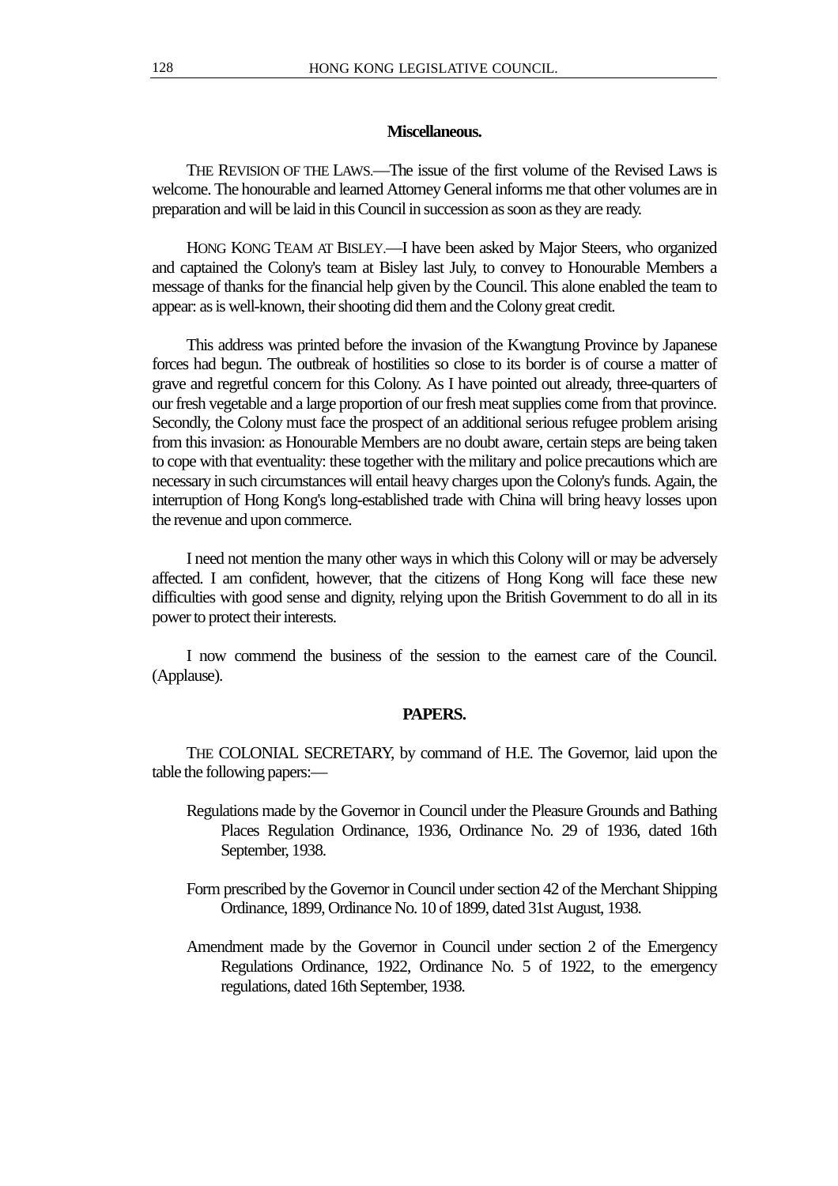### Miscellaneous.

THE REVISION OF THE LAWS.—The issue of the first volume of the Revised Laws is welcome. The honourable and learned Attorney General informs me that other volumes are in preparation and will be laid in this Council in succession as soon as they are ready.

HONG KONG TEAM AT BISLEY.—I have been asked by Major Steers, who organized and captained the Colony's team at Bisley last July, to convey to Honourable Members a message of thanks for the financial help given by the Council. This alone enabled the team to appear: as is well-known, their shooting did them and the Colony great credit.

This address was printed before the invasion of the Kwangtung Province by Japanese forces had begun. The outbreak of hostilities so close to its border is of course a matter of grave and regretful concern for this Colony. As I have pointed out already, three-quarters of our fresh vegetable and a large proportion of our fresh meat supplies come from that province. Secondly, the Colony must face the prospect of an additional serious refugee problem arising from this invasion: as Honourable Members are no doubt aware, certain steps are being taken to cope with that eventuality: these together with the military and police precautions which are necessary in such circumstances will entail heavy charges upon the Colony's funds. Again, the interruption of Hong Kong's long-established trade with China will bring heavy losses upon the revenue and upon commerce.

I need not mention the many other ways in which this Colony will or may be adversely affected. I am confident, however, that the citizens of Hong Kong will face these new difficulties with good sense and dignity, relying upon the British Government to do all in its power to protect their interests.

I now commend the business of the session to the earnest care of the Council. (Applause).

### PAPERS.

THE COLONIAL SECRETARY, by command of H.E. The Governor, laid upon the table the following papers:—

Regulations made by the Governor in Council under the Pleasure Grounds and Bathing Places Regulation Ordinance, 1936, Ordinance No. 29 of 1936, dated 16th September, 1938.

Form prescribed by the Governor in Council under section 42 of the Merchant Shipping Ordinance, 1899, Ordinance No. 10 of 1899, dated 31st August, 1938.

Amendment made by the Governor in Council under section 2 of the Emergency Regulations Ordinance, 1922, Ordinance No. 5 of 1922, to the emergency regulations, dated 16th September, 1938.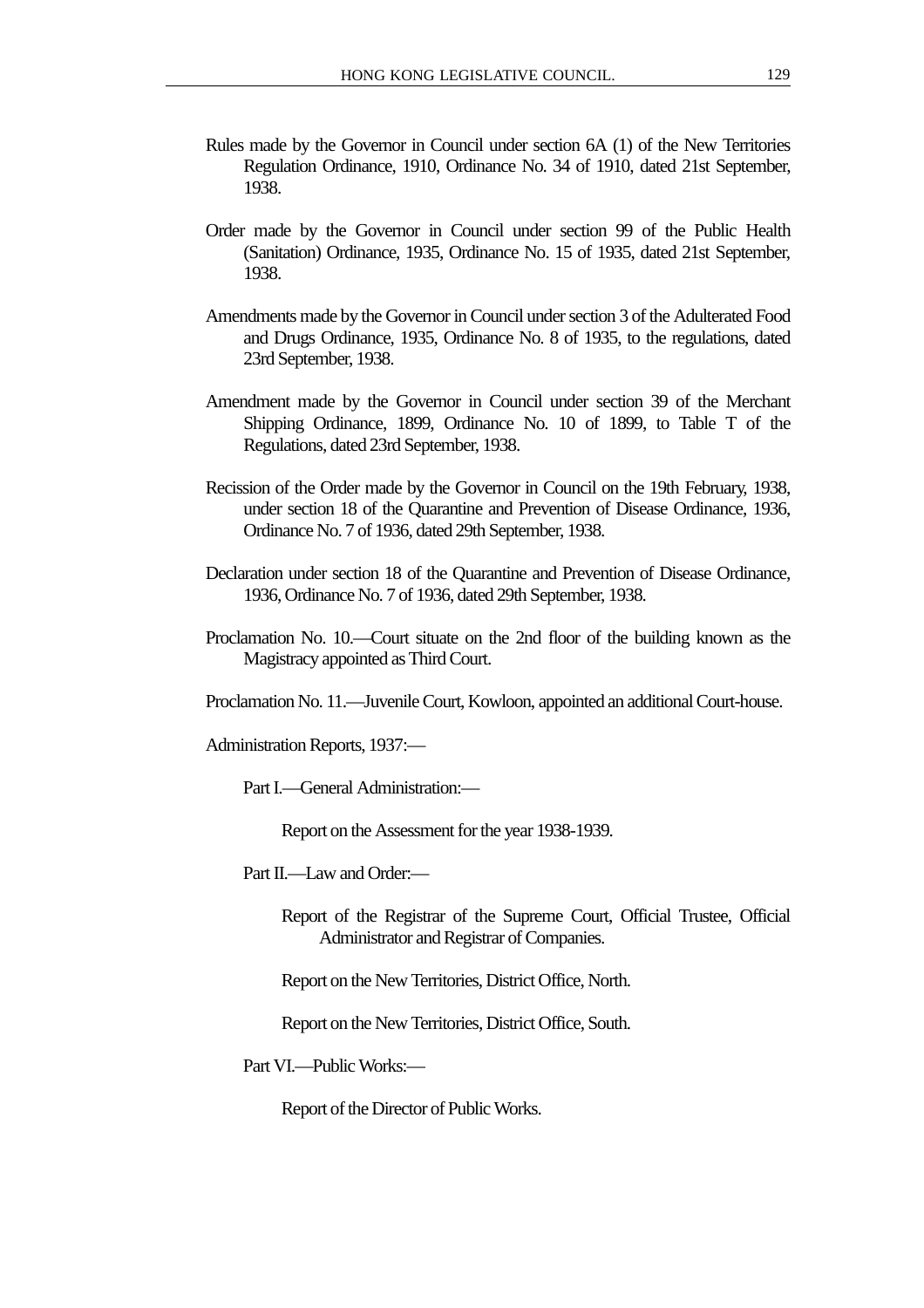Rules made by the Governor in Council under section 6A (1) of the New Territories Regulation Ordinance, 1910, Ordinance No. 34 of 1910, dated 21st September, 1938.

Order made by the Governor in Council under section 99 of the Public Health (Sanitation) Ordinance, 1935, Ordinance No. 15 of 1935, dated 21st September, 1938.

Amendments made by the Governor in Council under section 3 of the Adulterated Food and Drugs Ordinance, 1935, Ordinance No. 8 of 1935, to the regulations, dated 23rd September, 1938.

Amendment made by the Governor in Council under section 39 of the Merchant Shipping Ordinance, 1899, Ordinance No. 10 of 1899, to Table T of the Regulations, dated 23rd September, 1938.

Recission of the Order made by the Governor in Council on the 19th February, 1938, under section 18 of the Quarantine and Prevention of Disease Ordinance, 1936, Ordinance No. 7 of 1936, dated 29th September, 1938.

Declaration under section 18 of the Quarantine and Prevention of Disease Ordinance, 1936, Ordinance No. 7 of 1936, dated 29th September, 1938.

Proclamation No. 10.—Court situate on the 2nd floor of the building known as the Magistracy appointed as Third Court.

Proclamation No. 11.—Juvenile Court, Kowloon, appointed an additional Court-house.

Administration Reports, 1937:—

Part I.—General Administration:—

Report on the Assessment for the year 1938-1939.

Part II.—Law and Order:—

Report of the Registrar of the Supreme Court, Official Trustee, Official Administrator and Registrar of Companies.

Report on the New Territories, District Office, North.

Report on the New Territories, District Office, South.

Part VI.—Public Works:—

Report of the Director of Public Works.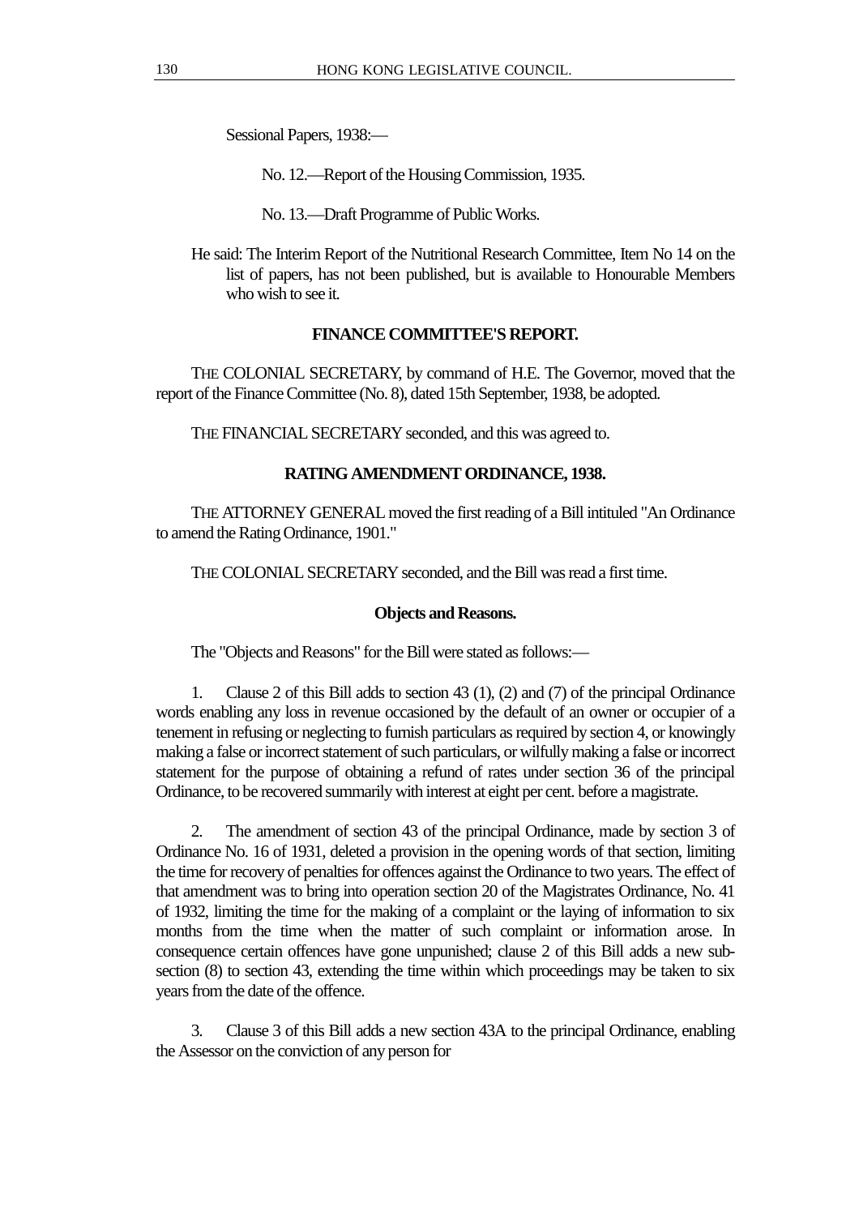Sessional Papers, 1938:—

No. 12.—Report of the Housing Commission, 1935.

No. 13.—Draft Programme of Public Works.

He said: The Interim Report of the Nutritional Research Committee, Item No 14 on the list of papers, has not been published, but is available to Honourable Members who wish to see it.

**FINANCE COMMITTEE'S REPORT.**

THE COLONIAL SECRETARY, by command of H.E. The Governor, moved that the report of the Finance Committee (No. 8), dated 15th September, 1938, be adopted.

THE FINANCIAL SECRETARY seconded, and this was agreed to.

**RATING AMENDMENT ORDINANCE, 1938.**

THE ATTORNEY GENERAL moved the first reading of a Bill intituled "An Ordinance to amend the Rating Ordinance, 1901."

THE COLONIAL SECRETARY seconded, and the Bill was read a first time.

**Objects and Reasons.**

The "Objects and Reasons" for the Bill were stated as follows:—

1. Clause 2 of this Bill adds to section 43 (1), (2) and (7) of the principal Ordinance words enabling any loss in revenue occasioned by the default of an owner or occupier of a tenement in refusing or neglecting to furnish particulars as required by section 4, or knowingly making a false or incorrect statement of such particulars, or wilfully making a false or incorrect statement for the purpose of obtaining a refund of rates under section 36 of the principal Ordinance, to be recovered summarily with interest at eight per cent. before a magistrate.

2. The amendment of section 43 of the principal Ordinance, made by section 3 of Ordinance No. 16 of 1931, deleted a provision in the opening words of that section, limiting the time for recovery of penalties for offences against the Ordinance to two years. The effect of that amendment was to bring into operation section 20 of the Magistrates Ordinance, No. 41 of 1932, limiting the time for the making of a complaint or the laying of information to six months from the time when the matter of such complaint or information arose. In consequence certain offences have gone unpunished; clause 2 of this Bill adds a new sub-section (8) to section 43, extending the time within which proceedings may be taken to six years from the date of the offence.

3. Clause 3 of this Bill adds a new section 43A to the principal Ordinance, enabling the Assessor on the conviction of any person for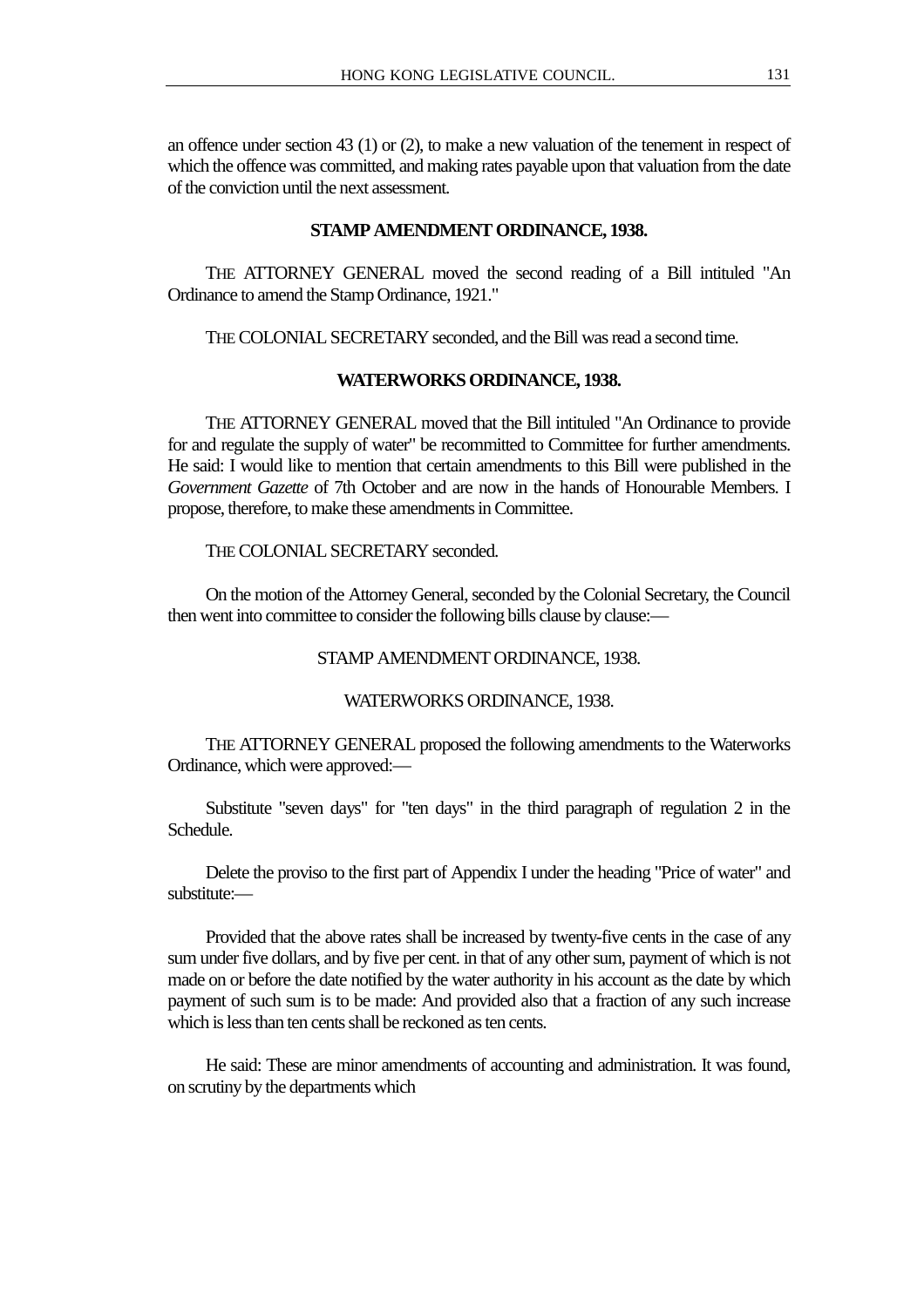an offence under section 43 (1) or (2), to make a new valuation of the tenement in respect of which the offence was committed, and making rates payable upon that valuation from the date of the conviction until the next assessment.

### STAMP AMENDMENT ORDINANCE, 1938.

THE ATTORNEY GENERAL moved the second reading of a Bill intituled "An Ordinance to amend the Stamp Ordinance, 1921."

THE COLONIAL SECRETARY seconded, and the Bill was read a second time.

### WATERWORKS ORDINANCE, 1938.

THE ATTORNEY GENERAL moved that the Bill intituled "An Ordinance to provide for and regulate the supply of water" be recommitted to Committee for further amendments. He said: I would like to mention that certain amendments to this Bill were published in the *Government Gazette* of 7th October and are now in the hands of Honourable Members. I propose, therefore, to make these amendments in Committee.

THE COLONIAL SECRETARY seconded.

On the motion of the Attorney General, seconded by the Colonial Secretary, the Council then went into committee to consider the following bills clause by clause:—

STAMP AMENDMENT ORDINANCE, 1938.

WATERWORKS ORDINANCE, 1938.

THE ATTORNEY GENERAL proposed the following amendments to the Waterworks Ordinance, which were approved:—

Substitute "seven days" for "ten days" in the third paragraph of regulation 2 in the Schedule.

Delete the proviso to the first part of Appendix I under the heading "Price of water" and substitute:—

Provided that the above rates shall be increased by twenty-five cents in the case of any sum under five dollars, and by five per cent. in that of any other sum, payment of which is not made on or before the date notified by the water authority in his account as the date by which payment of such sum is to be made: And provided also that a fraction of any such increase which is less than ten cents shall be reckoned as ten cents.

He said: These are minor amendments of accounting and administration. It was found, on scrutiny by the departments which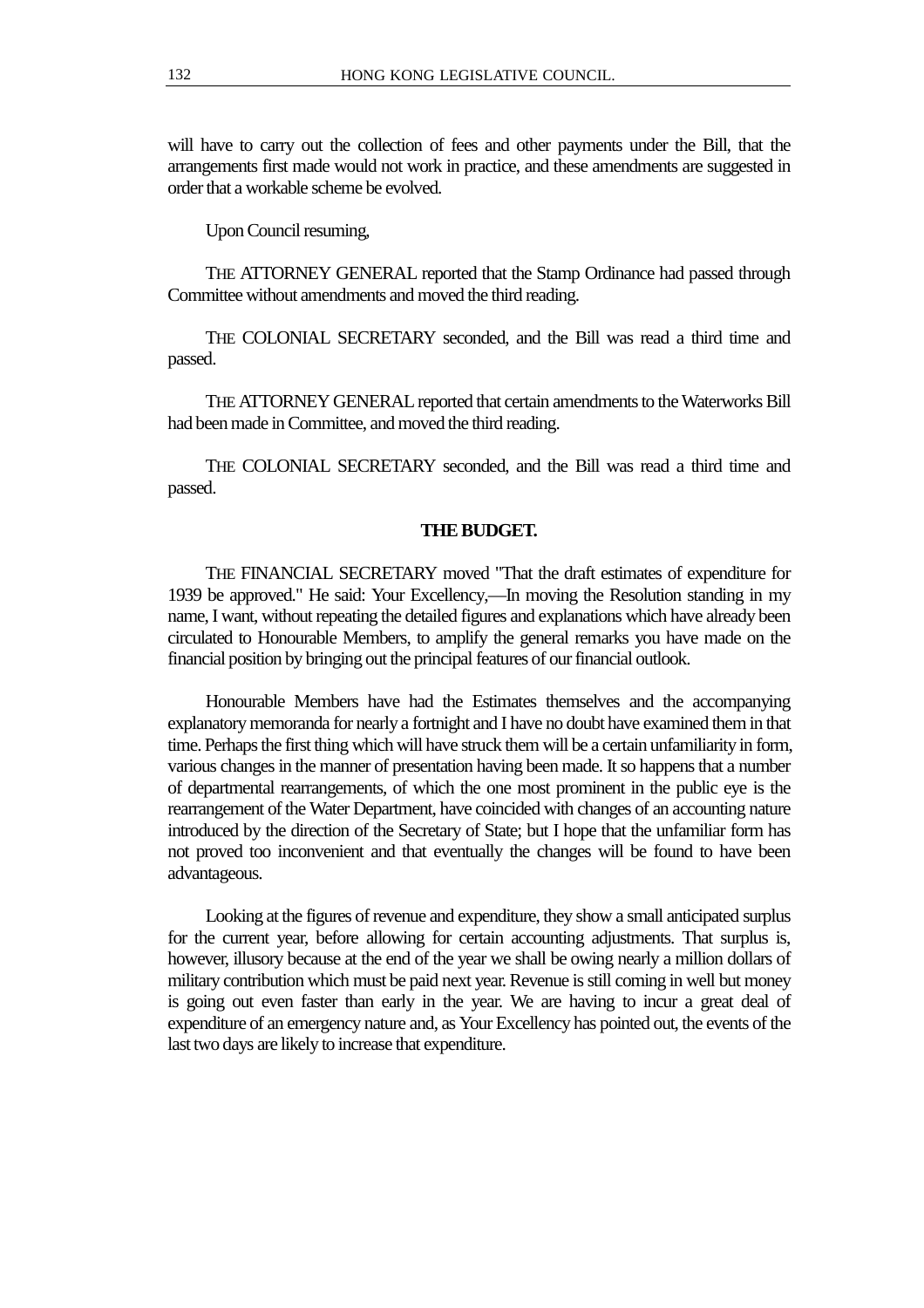will have to carry out the collection of fees and other payments under the Bill, that the arrangements first made would not work in practice, and these amendments are suggested in order that a workable scheme be evolved.

Upon Council resuming,

THE ATTORNEY GENERAL reported that the Stamp Ordinance had passed through Committee without amendments and moved the third reading.

THE COLONIAL SECRETARY seconded, and the Bill was read a third time and passed.

THE ATTORNEY GENERAL reported that certain amendments to the Waterworks Bill had been made in Committee, and moved the third reading.

THE COLONIAL SECRETARY seconded, and the Bill was read a third time and passed.

## THE BUDGET.

THE FINANCIAL SECRETARY moved "That the draft estimates of expenditure for 1939 be approved." He said: Your Excellency,—In moving the Resolution standing in my name, I want, without repeating the detailed figures and explanations which have already been circulated to Honourable Members, to amplify the general remarks you have made on the financial position by bringing out the principal features of our financial outlook.

Honourable Members have had the Estimates themselves and the accompanying explanatory memoranda for nearly a fortnight and I have no doubt have examined them in that time. Perhaps the first thing which will have struck them will be a certain unfamiliarity in form, various changes in the manner of presentation having been made. It so happens that a number of departmental rearrangements, of which the one most prominent in the public eye is the rearrangement of the Water Department, have coincided with changes of an accounting nature introduced by the direction of the Secretary of State; but I hope that the unfamiliar form has not proved too inconvenient and that eventually the changes will be found to have been advantageous.

Looking at the figures of revenue and expenditure, they show a small anticipated surplus for the current year, before allowing for certain accounting adjustments. That surplus is, however, illusory because at the end of the year we shall be owing nearly a million dollars of military contribution which must be paid next year. Revenue is still coming in well but money is going out even faster than early in the year. We are having to incur a great deal of expenditure of an emergency nature and, as Your Excellency has pointed out, the events of the last two days are likely to increase that expenditure.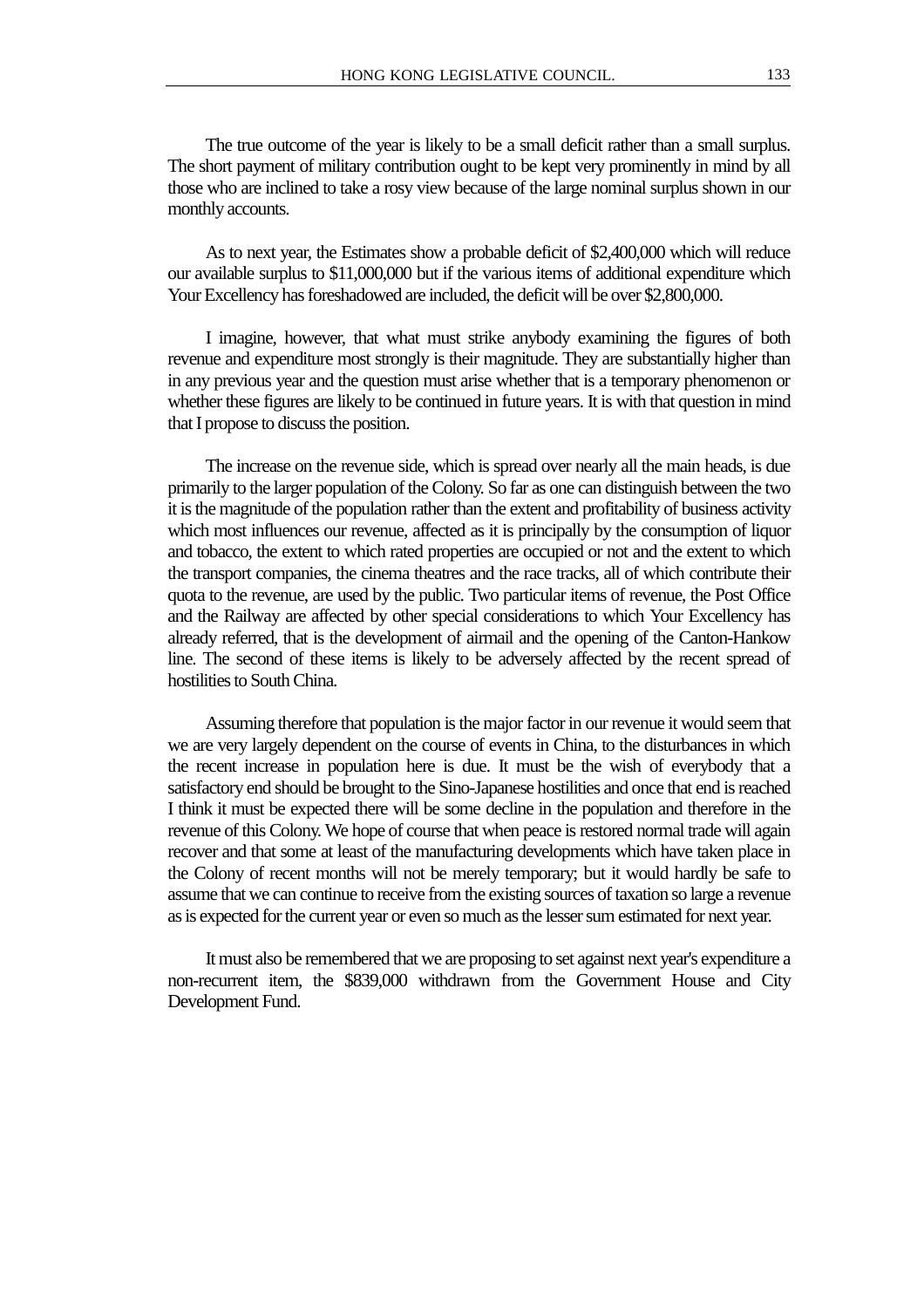The true outcome of the year is likely to be a small deficit rather than a small surplus. The short payment of military contribution ought to be kept very prominently in mind by all those who are inclined to take a rosy view because of the large nominal surplus shown in our monthly accounts.

As to next year, the Estimates show a probable deficit of $2,400,000 which will reduce our available surplus to $11,000,000 but if the various items of additional expenditure which Your Excellency has foreshadowed are included, the deficit will be over $2,800,000.

I imagine, however, that what must strike anybody examining the figures of both revenue and expenditure most strongly is their magnitude. They are substantially higher than in any previous year and the question must arise whether that is a temporary phenomenon or whether these figures are likely to be continued in future years. It is with that question in mind that I propose to discuss the position.

The increase on the revenue side, which is spread over nearly all the main heads, is due primarily to the larger population of the Colony. So far as one can distinguish between the two it is the magnitude of the population rather than the extent and profitability of business activity which most influences our revenue, affected as it is principally by the consumption of liquor and tobacco, the extent to which rated properties are occupied or not and the extent to which the transport companies, the cinema theatres and the race tracks, all of which contribute their quota to the revenue, are used by the public. Two particular items of revenue, the Post Office and the Railway are affected by other special considerations to which Your Excellency has already referred, that is the development of airmail and the opening of the Canton-Hankow line. The second of these items is likely to be adversely affected by the recent spread of hostilities to South China.

Assuming therefore that population is the major factor in our revenue it would seem that we are very largely dependent on the course of events in China, to the disturbances in which the recent increase in population here is due. It must be the wish of everybody that a satisfactory end should be brought to the Sino-Japanese hostilities and once that end is reached I think it must be expected there will be some decline in the population and therefore in the revenue of this Colony. We hope of course that when peace is restored normal trade will again recover and that some at least of the manufacturing developments which have taken place in the Colony of recent months will not be merely temporary; but it would hardly be safe to assume that we can continue to receive from the existing sources of taxation so large a revenue as is expected for the current year or even so much as the lesser sum estimated for next year.

It must also be remembered that we are proposing to set against next year's expenditure a non-recurrent item, the $839,000 withdrawn from the Government House and City Development Fund.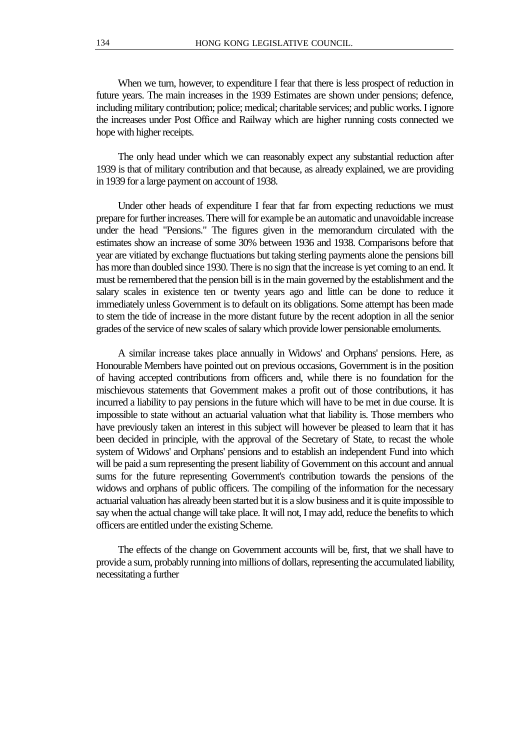When we turn, however, to expenditure I fear that there is less prospect of reduction in future years. The main increases in the 1939 Estimates are shown under pensions; defence, including military contribution; police; medical; charitable services; and public works. I ignore the increases under Post Office and Railway which are higher running costs connected we hope with higher receipts.

The only head under which we can reasonably expect any substantial reduction after 1939 is that of military contribution and that because, as already explained, we are providing in 1939 for a large payment on account of 1938.

Under other heads of expenditure I fear that far from expecting reductions we must prepare for further increases. There will for example be an automatic and unavoidable increase under the head "Pensions." The figures given in the memorandum circulated with the estimates show an increase of some 30% between 1936 and 1938. Comparisons before that year are vitiated by exchange fluctuations but taking sterling payments alone the pensions bill has more than doubled since 1930. There is no sign that the increase is yet coming to an end. It must be remembered that the pension bill is in the main governed by the establishment and the salary scales in existence ten or twenty years ago and little can be done to reduce it immediately unless Government is to default on its obligations. Some attempt has been made to stem the tide of increase in the more distant future by the recent adoption in all the senior grades of the service of new scales of salary which provide lower pensionable emoluments.

A similar increase takes place annually in Widows' and Orphans' pensions. Here, as Honourable Members have pointed out on previous occasions, Government is in the position of having accepted contributions from officers and, while there is no foundation for the mischievous statements that Government makes a profit out of those contributions, it has incurred a liability to pay pensions in the future which will have to be met in due course. It is impossible to state without an actuarial valuation what that liability is. Those members who have previously taken an interest in this subject will however be pleased to learn that it has been decided in principle, with the approval of the Secretary of State, to recast the whole system of Widows' and Orphans' pensions and to establish an independent Fund into which will be paid a sum representing the present liability of Government on this account and annual sums for the future representing Government's contribution towards the pensions of the widows and orphans of public officers. The compiling of the information for the necessary actuarial valuation has already been started but it is a slow business and it is quite impossible to say when the actual change will take place. It will not, I may add, reduce the benefits to which officers are entitled under the existing Scheme.

The effects of the change on Government accounts will be, first, that we shall have to provide a sum, probably running into millions of dollars, representing the accumulated liability, necessitating a further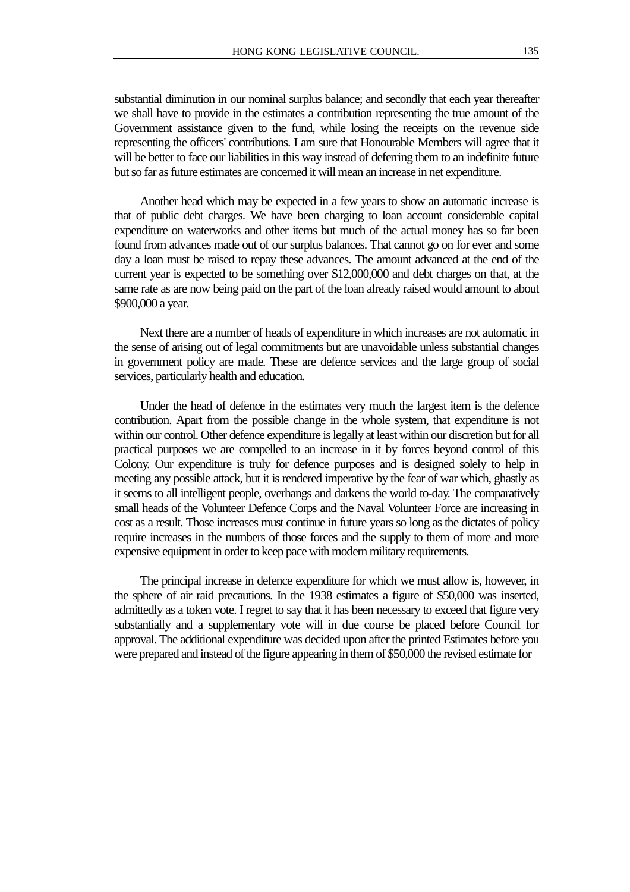substantial diminution in our nominal surplus balance; and secondly that each year thereafter we shall have to provide in the estimates a contribution representing the true amount of the Government assistance given to the fund, while losing the receipts on the revenue side representing the officers' contributions. I am sure that Honourable Members will agree that it will be better to face our liabilities in this way instead of deferring them to an indefinite future but so far as future estimates are concerned it will mean an increase in net expenditure.

Another head which may be expected in a few years to show an automatic increase is that of public debt charges. We have been charging to loan account considerable capital expenditure on waterworks and other items but much of the actual money has so far been found from advances made out of our surplus balances. That cannot go on for ever and some day a loan must be raised to repay these advances. The amount advanced at the end of the current year is expected to be something over $12,000,000 and debt charges on that, at the same rate as are now being paid on the part of the loan already raised would amount to about $900,000 a year.

Next there are a number of heads of expenditure in which increases are not automatic in the sense of arising out of legal commitments but are unavoidable unless substantial changes in government policy are made. These are defence services and the large group of social services, particularly health and education.

Under the head of defence in the estimates very much the largest item is the defence contribution. Apart from the possible change in the whole system, that expenditure is not within our control. Other defence expenditure is legally at least within our discretion but for all practical purposes we are compelled to an increase in it by forces beyond control of this Colony. Our expenditure is truly for defence purposes and is designed solely to help in meeting any possible attack, but it is rendered imperative by the fear of war which, ghastly as it seems to all intelligent people, overhangs and darkens the world to-day. The comparatively small heads of the Volunteer Defence Corps and the Naval Volunteer Force are increasing in cost as a result. Those increases must continue in future years so long as the dictates of policy require increases in the numbers of those forces and the supply to them of more and more expensive equipment in order to keep pace with modern military requirements.

The principal increase in defence expenditure for which we must allow is, however, in the sphere of air raid precautions. In the 1938 estimates a figure of $50,000 was inserted, admittedly as a token vote. I regret to say that it has been necessary to exceed that figure very substantially and a supplementary vote will in due course be placed before Council for approval. The additional expenditure was decided upon after the printed Estimates before you were prepared and instead of the figure appearing in them of $50,000 the revised estimate for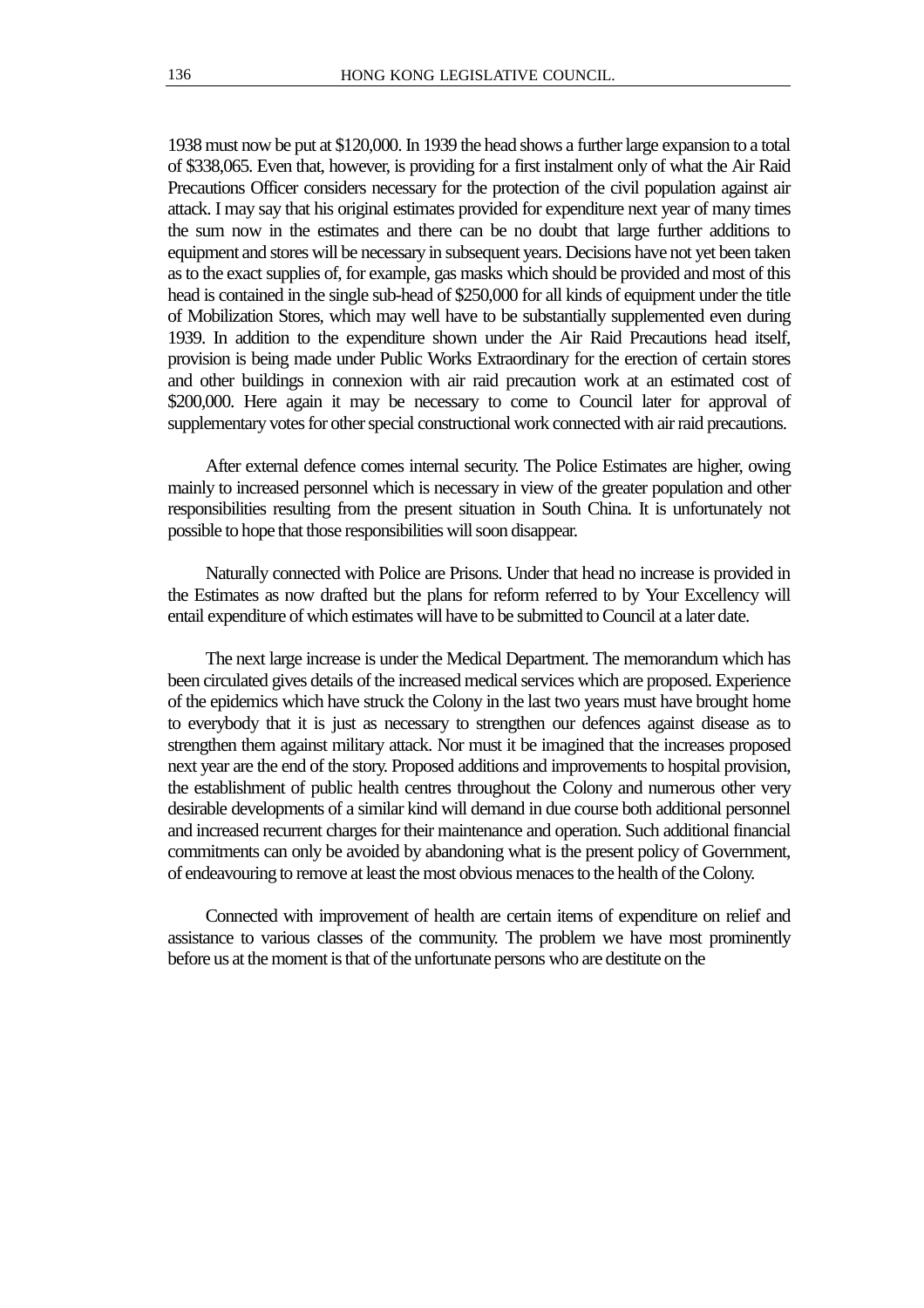1938 must now be put at $120,000. In 1939 the head shows a further large expansion to a total of $338,065. Even that, however, is providing for a first instalment only of what the Air Raid Precautions Officer considers necessary for the protection of the civil population against air attack. I may say that his original estimates provided for expenditure next year of many times the sum now in the estimates and there can be no doubt that large further additions to equipment and stores will be necessary in subsequent years. Decisions have not yet been taken as to the exact supplies of, for example, gas masks which should be provided and most of this head is contained in the single sub-head of $250,000 for all kinds of equipment under the title of Mobilization Stores, which may well have to be substantially supplemented even during 1939. In addition to the expenditure shown under the Air Raid Precautions head itself, provision is being made under Public Works Extraordinary for the erection of certain stores and other buildings in connexion with air raid precaution work at an estimated cost of $200,000. Here again it may be necessary to come to Council later for approval of supplementary votes for other special constructional work connected with air raid precautions.

After external defence comes internal security. The Police Estimates are higher, owing mainly to increased personnel which is necessary in view of the greater population and other responsibilities resulting from the present situation in South China. It is unfortunately not possible to hope that those responsibilities will soon disappear.

Naturally connected with Police are Prisons. Under that head no increase is provided in the Estimates as now drafted but the plans for reform referred to by Your Excellency will entail expenditure of which estimates will have to be submitted to Council at a later date.

The next large increase is under the Medical Department. The memorandum which has been circulated gives details of the increased medical services which are proposed. Experience of the epidemics which have struck the Colony in the last two years must have brought home to everybody that it is just as necessary to strengthen our defences against disease as to strengthen them against military attack. Nor must it be imagined that the increases proposed next year are the end of the story. Proposed additions and improvements to hospital provision, the establishment of public health centres throughout the Colony and numerous other very desirable developments of a similar kind will demand in due course both additional personnel and increased recurrent charges for their maintenance and operation. Such additional financial commitments can only be avoided by abandoning what is the present policy of Government, of endeavouring to remove at least the most obvious menaces to the health of the Colony.

Connected with improvement of health are certain items of expenditure on relief and assistance to various classes of the community. The problem we have most prominently before us at the moment is that of the unfortunate persons who are destitute on the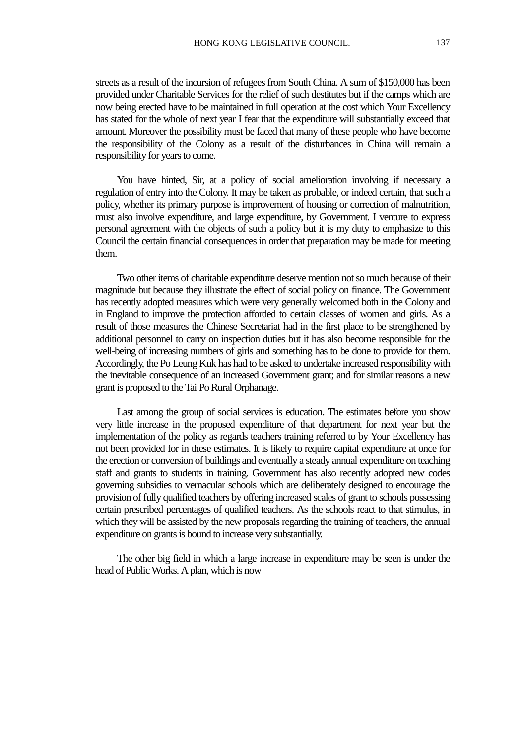streets as a result of the incursion of refugees from South China. A sum of $150,000 has been provided under Charitable Services for the relief of such destitutes but if the camps which are now being erected have to be maintained in full operation at the cost which Your Excellency has stated for the whole of next year I fear that the expenditure will substantially exceed that amount. Moreover the possibility must be faced that many of these people who have become the responsibility of the Colony as a result of the disturbances in China will remain a responsibility for years to come.

You have hinted, Sir, at a policy of social amelioration involving if necessary a regulation of entry into the Colony. It may be taken as probable, or indeed certain, that such a policy, whether its primary purpose is improvement of housing or correction of malnutrition, must also involve expenditure, and large expenditure, by Government. I venture to express personal agreement with the objects of such a policy but it is my duty to emphasize to this Council the certain financial consequences in order that preparation may be made for meeting them.

Two other items of charitable expenditure deserve mention not so much because of their magnitude but because they illustrate the effect of social policy on finance. The Government has recently adopted measures which were very generally welcomed both in the Colony and in England to improve the protection afforded to certain classes of women and girls. As a result of those measures the Chinese Secretariat had in the first place to be strengthened by additional personnel to carry on inspection duties but it has also become responsible for the well-being of increasing numbers of girls and something has to be done to provide for them. Accordingly, the Po Leung Kuk has had to be asked to undertake increased responsibility with the inevitable consequence of an increased Government grant; and for similar reasons a new grant is proposed to the Tai Po Rural Orphanage.

Last among the group of social services is education. The estimates before you show very little increase in the proposed expenditure of that department for next year but the implementation of the policy as regards teachers training referred to by Your Excellency has not been provided for in these estimates. It is likely to require capital expenditure at once for the erection or conversion of buildings and eventually a steady annual expenditure on teaching staff and grants to students in training. Government has also recently adopted new codes governing subsidies to vernacular schools which are deliberately designed to encourage the provision of fully qualified teachers by offering increased scales of grant to schools possessing certain prescribed percentages of qualified teachers. As the schools react to that stimulus, in which they will be assisted by the new proposals regarding the training of teachers, the annual expenditure on grants is bound to increase very substantially.

The other big field in which a large increase in expenditure may be seen is under the head of Public Works. A plan, which is now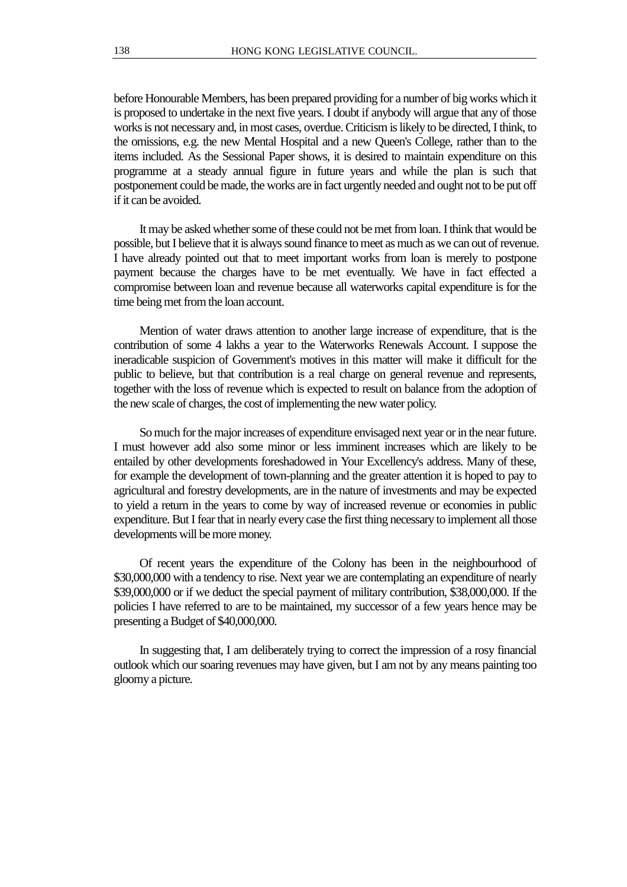before Honourable Members, has been prepared providing for a number of big works which it is proposed to undertake in the next five years. I doubt if anybody will argue that any of those works is not necessary and, in most cases, overdue. Criticism is likely to be directed, I think, to the omissions, e.g. the new Mental Hospital and a new Queen's College, rather than to the items included. As the Sessional Paper shows, it is desired to maintain expenditure on this programme at a steady annual figure in future years and while the plan is such that postponement could be made, the works are in fact urgently needed and ought not to be put off if it can be avoided.

It may be asked whether some of these could not be met from loan. I think that would be possible, but I believe that it is always sound finance to meet as much as we can out of revenue. I have already pointed out that to meet important works from loan is merely to postpone payment because the charges have to be met eventually. We have in fact effected a compromise between loan and revenue because all waterworks capital expenditure is for the time being met from the loan account.

Mention of water draws attention to another large increase of expenditure, that is the contribution of some 4 lakhs a year to the Waterworks Renewals Account. I suppose the ineradicable suspicion of Government's motives in this matter will make it difficult for the public to believe, but that contribution is a real charge on general revenue and represents, together with the loss of revenue which is expected to result on balance from the adoption of the new scale of charges, the cost of implementing the new water policy.

So much for the major increases of expenditure envisaged next year or in the near future. I must however add also some minor or less imminent increases which are likely to be entailed by other developments foreshadowed in Your Excellency's address. Many of these, for example the development of town-planning and the greater attention it is hoped to pay to agricultural and forestry developments, are in the nature of investments and may be expected to yield a return in the years to come by way of increased revenue or economies in public expenditure. But I fear that in nearly every case the first thing necessary to implement all those developments will be more money.

Of recent years the expenditure of the Colony has been in the neighbourhood of $30,000,000 with a tendency to rise. Next year we are contemplating an expenditure of nearly $39,000,000 or if we deduct the special payment of military contribution, $38,000,000. If the policies I have referred to are to be maintained, my successor of a few years hence may be presenting a Budget of $40,000,000.

In suggesting that, I am deliberately trying to correct the impression of a rosy financial outlook which our soaring revenues may have given, but I am not by any means painting too gloomy a picture.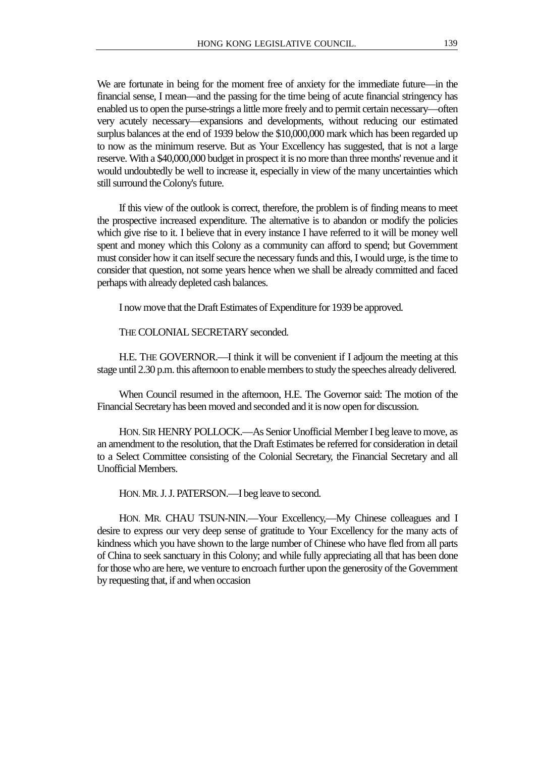We are fortunate in being for the moment free of anxiety for the immediate future—in the financial sense, I mean—and the passing for the time being of acute financial stringency has enabled us to open the purse-strings a little more freely and to permit certain necessary—often very acutely necessary—expansions and developments, without reducing our estimated surplus balances at the end of 1939 below the $10,000,000 mark which has been regarded up to now as the minimum reserve. But as Your Excellency has suggested, that is not a large reserve. With a $40,000,000 budget in prospect it is no more than three months' revenue and it would undoubtedly be well to increase it, especially in view of the many uncertainties which still surround the Colony's future.

If this view of the outlook is correct, therefore, the problem is of finding means to meet the prospective increased expenditure. The alternative is to abandon or modify the policies which give rise to it. I believe that in every instance I have referred to it will be money well spent and money which this Colony as a community can afford to spend; but Government must consider how it can itself secure the necessary funds and this, I would urge, is the time to consider that question, not some years hence when we shall be already committed and faced perhaps with already depleted cash balances.

I now move that the Draft Estimates of Expenditure for 1939 be approved.

THE COLONIAL SECRETARY seconded.

H.E. THE GOVERNOR.—I think it will be convenient if I adjourn the meeting at this stage until 2.30 p.m. this afternoon to enable members to study the speeches already delivered.

When Council resumed in the afternoon, H.E. The Governor said: The motion of the Financial Secretary has been moved and seconded and it is now open for discussion.

HON. SIR HENRY POLLOCK.—As Senior Unofficial Member I beg leave to move, as an amendment to the resolution, that the Draft Estimates be referred for consideration in detail to a Select Committee consisting of the Colonial Secretary, the Financial Secretary and all Unofficial Members.

HON. MR. J. J. PATERSON.—I beg leave to second.

HON. MR. CHAU TSUN-NIN.—Your Excellency,—My Chinese colleagues and I desire to express our very deep sense of gratitude to Your Excellency for the many acts of kindness which you have shown to the large number of Chinese who have fled from all parts of China to seek sanctuary in this Colony; and while fully appreciating all that has been done for those who are here, we venture to encroach further upon the generosity of the Government by requesting that, if and when occasion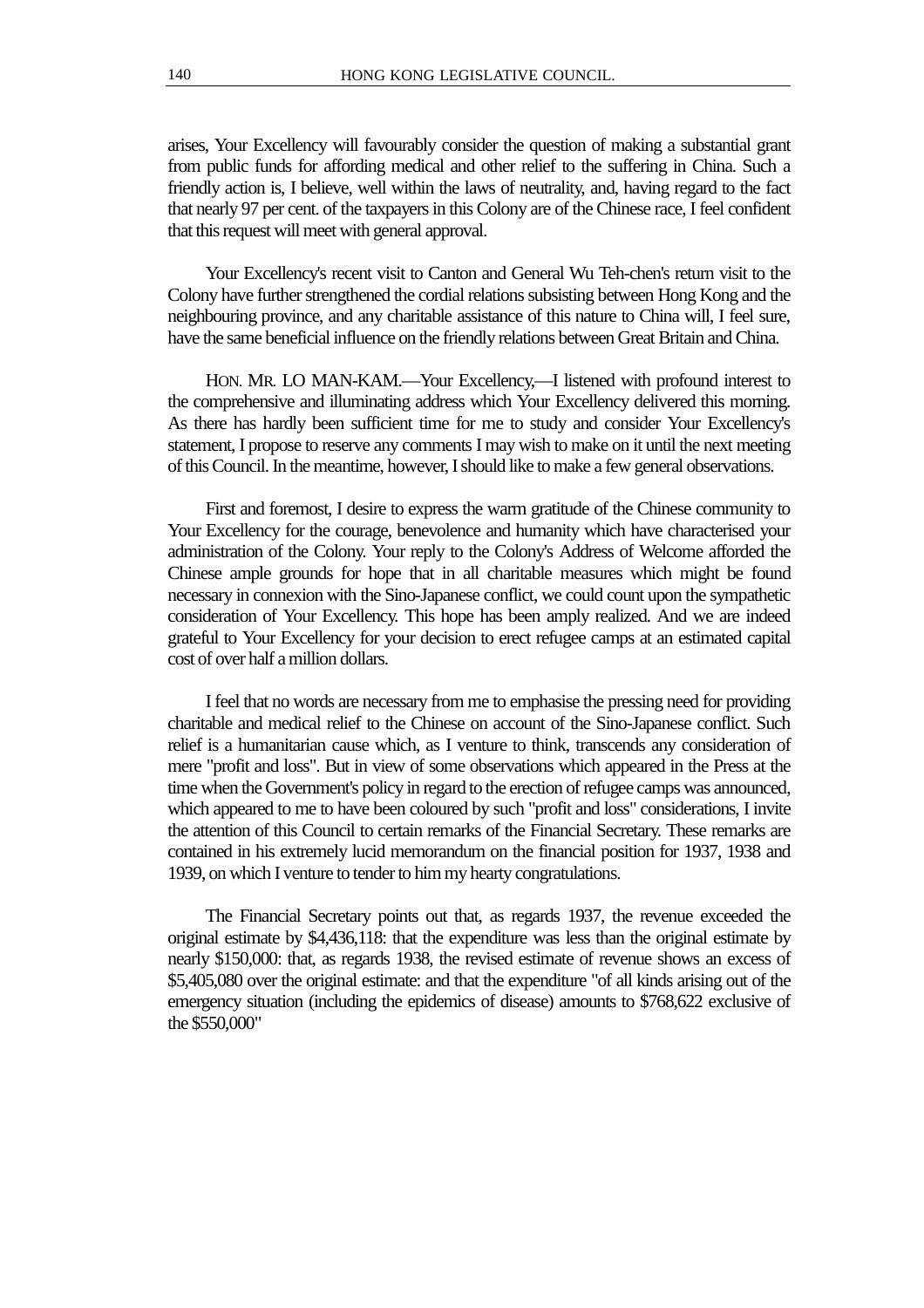arises, Your Excellency will favourably consider the question of making a substantial grant from public funds for affording medical and other relief to the suffering in China. Such a friendly action is, I believe, well within the laws of neutrality, and, having regard to the fact that nearly 97 per cent. of the taxpayers in this Colony are of the Chinese race, I feel confident that this request will meet with general approval.

Your Excellency's recent visit to Canton and General Wu Teh-chen's return visit to the Colony have further strengthened the cordial relations subsisting between Hong Kong and the neighbouring province, and any charitable assistance of this nature to China will, I feel sure, have the same beneficial influence on the friendly relations between Great Britain and China.

HON. MR. LO MAN-KAM.—Your Excellency,—I listened with profound interest to the comprehensive and illuminating address which Your Excellency delivered this morning. As there has hardly been sufficient time for me to study and consider Your Excellency's statement, I propose to reserve any comments I may wish to make on it until the next meeting of this Council. In the meantime, however, I should like to make a few general observations.

First and foremost, I desire to express the warm gratitude of the Chinese community to Your Excellency for the courage, benevolence and humanity which have characterised your administration of the Colony. Your reply to the Colony's Address of Welcome afforded the Chinese ample grounds for hope that in all charitable measures which might be found necessary in connexion with the Sino-Japanese conflict, we could count upon the sympathetic consideration of Your Excellency. This hope has been amply realized. And we are indeed grateful to Your Excellency for your decision to erect refugee camps at an estimated capital cost of over half a million dollars.

I feel that no words are necessary from me to emphasise the pressing need for providing charitable and medical relief to the Chinese on account of the Sino-Japanese conflict. Such relief is a humanitarian cause which, as I venture to think, transcends any consideration of mere "profit and loss". But in view of some observations which appeared in the Press at the time when the Government's policy in regard to the erection of refugee camps was announced, which appeared to me to have been coloured by such "profit and loss" considerations, I invite the attention of this Council to certain remarks of the Financial Secretary. These remarks are contained in his extremely lucid memorandum on the financial position for 1937, 1938 and 1939, on which I venture to tender to him my hearty congratulations.

The Financial Secretary points out that, as regards 1937, the revenue exceeded the original estimate by $4,436,118: that the expenditure was less than the original estimate by nearly $150,000: that, as regards 1938, the revised estimate of revenue shows an excess of $5,405,080 over the original estimate: and that the expenditure "of all kinds arising out of the emergency situation (including the epidemics of disease) amounts to $768,622 exclusive of the $550,000"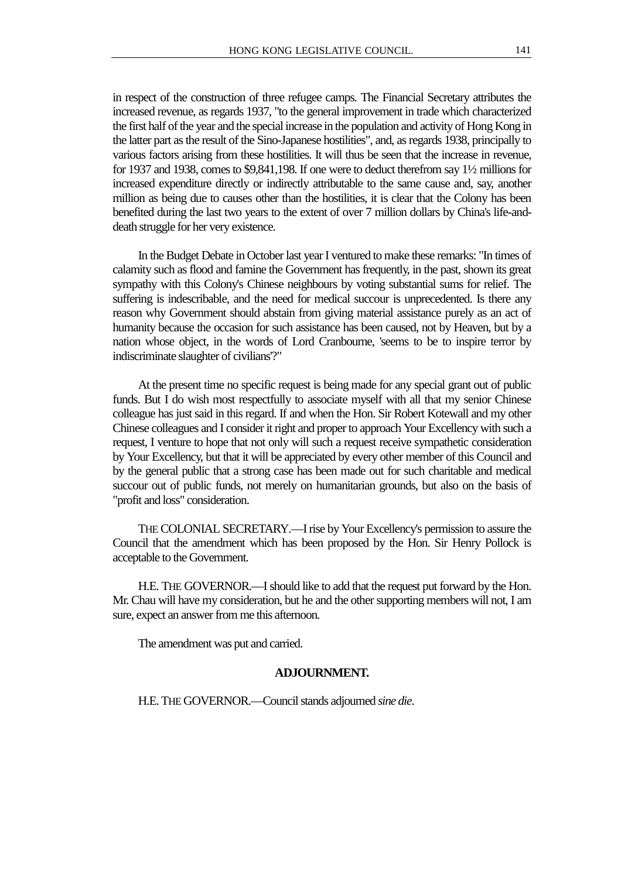in respect of the construction of three refugee camps. The Financial Secretary attributes the increased revenue, as regards 1937, "to the general improvement in trade which characterized the first half of the year and the special increase in the population and activity of Hong Kong in the latter part as the result of the Sino-Japanese hostilities", and, as regards 1938, principally to various factors arising from these hostilities. It will thus be seen that the increase in revenue, for 1937 and 1938, comes to $9,841,198. If one were to deduct therefrom say 1½ millions for increased expenditure directly or indirectly attributable to the same cause and, say, another million as being due to causes other than the hostilities, it is clear that the Colony has been benefited during the last two years to the extent of over 7 million dollars by China's life-and-death struggle for her very existence.

In the Budget Debate in October last year I ventured to make these remarks: "In times of calamity such as flood and famine the Government has frequently, in the past, shown its great sympathy with this Colony's Chinese neighbours by voting substantial sums for relief. The suffering is indescribable, and the need for medical succour is unprecedented. Is there any reason why Government should abstain from giving material assistance purely as an act of humanity because the occasion for such assistance has been caused, not by Heaven, but by a nation whose object, in the words of Lord Cranbourne, 'seems to be to inspire terror by indiscriminate slaughter of civilians'?"

At the present time no specific request is being made for any special grant out of public funds. But I do wish most respectfully to associate myself with all that my senior Chinese colleague has just said in this regard. If and when the Hon. Sir Robert Kotewall and my other Chinese colleagues and I consider it right and proper to approach Your Excellency with such a request, I venture to hope that not only will such a request receive sympathetic consideration by Your Excellency, but that it will be appreciated by every other member of this Council and by the general public that a strong case has been made out for such charitable and medical succour out of public funds, not merely on humanitarian grounds, but also on the basis of "profit and loss" consideration.

THE COLONIAL SECRETARY.—I rise by Your Excellency's permission to assure the Council that the amendment which has been proposed by the Hon. Sir Henry Pollock is acceptable to the Government.

H.E. THE GOVERNOR.—I should like to add that the request put forward by the Hon. Mr. Chau will have my consideration, but he and the other supporting members will not, I am sure, expect an answer from me this afternoon.

The amendment was put and carried.

## ADJOURNMENT.

H.E. THE GOVERNOR.—Council stands adjourned *sine die*.